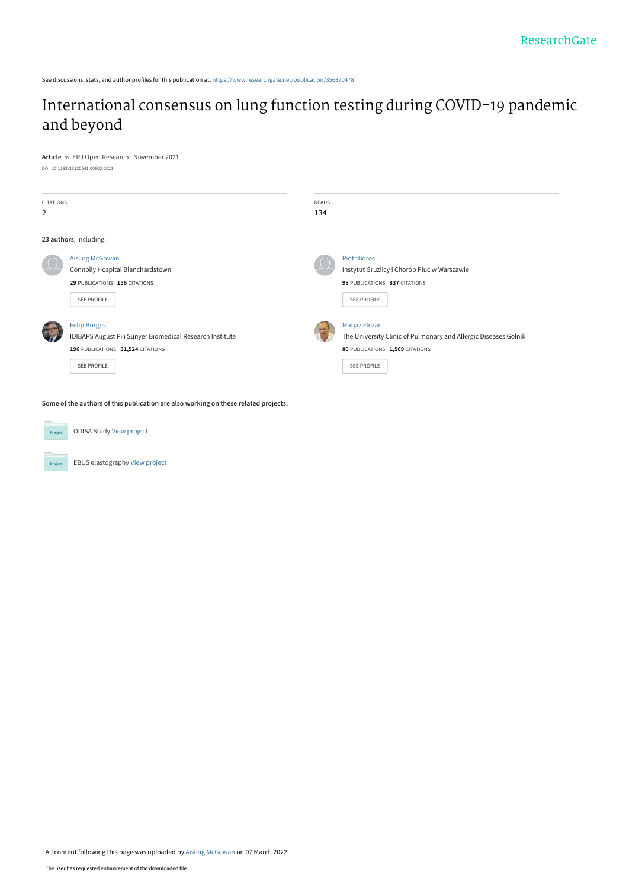See discussions, stats, and author profiles for this publication at: https://www.researchgate.net/publication/356370478

# International consensus on lung function testing during COVID-19 pandemic and beyond

**Article** *in* ERJ Open Research · November 2021

DOI: 10.1183/23120541.00602-2021

| CITATIONS | READS |
|---|---|
| 2 | 134 |

**23 authors**, including:

Aisling McGowan
Connolly Hospital Blanchardstown
**29** PUBLICATIONS **156** CITATIONS
SEE PROFILE

Piotr Boros
Instytut Gruzlicy i Chorób Pluc w Warszawie
**98** PUBLICATIONS **837** CITATIONS
SEE PROFILE

Felip Burgos
IDIBAPS August Pi i Sunyer Biomedical Research Institute
**196** PUBLICATIONS **31,524** CITATIONS
SEE PROFILE

Matjaz Flezar
The University Clinic of Pulmonary and Allergic Diseases Golnik
**80** PUBLICATIONS **1,569** CITATIONS
SEE PROFILE

**Some of the authors of this publication are also working on these related projects:**

ODISA Study View project

EBUS elastography View project

All content following this page was uploaded by Aisling McGowan on 07 March 2022.

The user has requested enhancement of the downloaded file.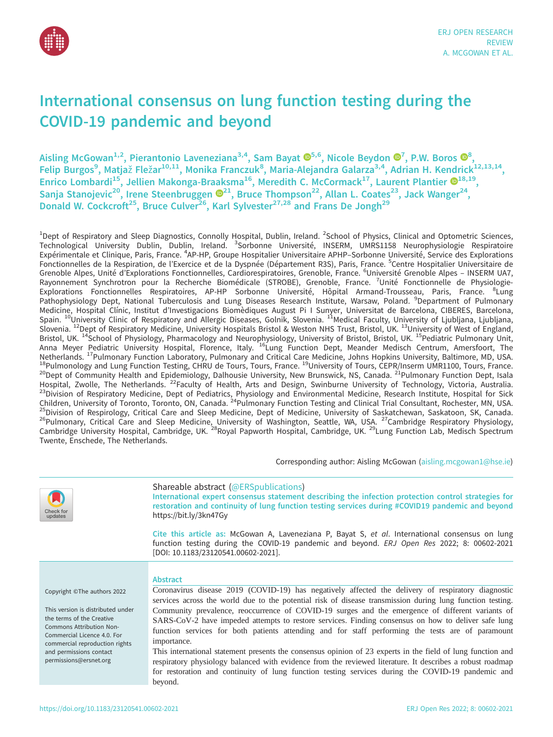# International consensus on lung function testing during the COVID-19 pandemic and beyond

Aisling McGowan[1,2], Pierantonio Laveneziana[3,4], Sam Bayat[5,6], Nicole Beydon[7], P.W. Boros[8], Felip Burgos[9], Matjaž Fležar[10,11], Monika Franczuk[8], Maria-Alejandra Galarza[3,4], Adrian H. Kendrick[12,13,14], Enrico Lombardi[15], Jellien Makonga-Braaksma[16], Meredith C. McCormack[17], Laurent Plantier[18,19], Sanja Stanojevic[20], Irene Steenbruggen[21], Bruce Thompson[22], Allan L. Coates[23], Jack Wanger[24], Donald W. Cockcroft[25], Bruce Culver[26], Karl Sylvester[27,28] and Frans De Jongh[29]

[1]Dept of Respiratory and Sleep Diagnostics, Connolly Hospital, Dublin, Ireland. [2]School of Physics, Clinical and Optometric Sciences, Technological University Dublin, Dublin, Ireland. [3]Sorbonne Université, INSERM, UMRS1158 Neurophysiologie Respiratoire Expérimentale et Clinique, Paris, France. [4]AP-HP, Groupe Hospitalier Universitaire APHP–Sorbonne Université, Service des Explorations Fonctionnelles de la Respiration, de l'Exercice et de la Dyspnée (Département R3S), Paris, France. [5]Centre Hospitalier Universitaire de Grenoble Alpes, Unité d'Explorations Fonctionnelles, Cardiorespiratoires, Grenoble, France. [6]Université Grenoble Alpes – INSERM UA7, Rayonnement Synchrotron pour la Recherche Biomédicale (STROBE), Grenoble, France. [7]Unité Fonctionnelle de Physiologie-Explorations Fonctionnelles Respiratoires, AP-HP Sorbonne Université, Hôpital Armand-Trousseau, Paris, France. [8]Lung Pathophysiology Dept, National Tuberculosis and Lung Diseases Research Institute, Warsaw, Poland. [9]Department of Pulmonary Medicine, Hospital Clínic, Institut d'Investigacions Biomèdiques August Pi I Sunyer, Universitat de Barcelona, CIBERES, Barcelona, Spain. [10]University Clinic of Respiratory and Allergic Diseases, Golnik, Slovenia. [11]Medical Faculty, University of Ljubljana, Ljubljana, Slovenia. [12]Dept of Respiratory Medicine, University Hospitals Bristol & Weston NHS Trust, Bristol, UK. [13]University of West of England, Bristol, UK. [14]School of Physiology, Pharmacology and Neurophysiology, University of Bristol, Bristol, UK. [15]Pediatric Pulmonary Unit, Anna Meyer Pediatric University Hospital, Florence, Italy. [16]Lung Function Dept, Meander Medisch Centrum, Amersfoort, The Netherlands. [17]Pulmonary Function Laboratory, Pulmonary and Critical Care Medicine, Johns Hopkins University, Baltimore, MD, USA. [18]Pulmonology and Lung Function Testing, CHRU de Tours, Tours, France. [19]University of Tours, CEPR/Inserm UMR1100, Tours, France. [20]Dept of Community Health and Epidemiology, Dalhousie University, New Brunswick, NS, Canada. [21]Pulmonary Function Dept, Isala Hospital, Zwolle, The Netherlands. [22]Faculty of Health, Arts and Design, Swinburne University of Technology, Victoria, Australia. [23]Division of Respiratory Medicine, Dept of Pediatrics, Physiology and Environmental Medicine, Research Institute, Hospital for Sick Children, University of Toronto, Toronto, ON, Canada. [24]Pulmonary Function Testing and Clinical Trial Consultant, Rochester, MN, USA. [25]Division of Respirology, Critical Care and Sleep Medicine, Dept of Medicine, University of Saskatchewan, Saskatoon, SK, Canada. [26]Pulmonary, Critical Care and Sleep Medicine, University of Washington, Seattle, WA, USA. [27]Cambridge Respiratory Physiology, Cambridge University Hospital, Cambridge, UK. [28]Royal Papworth Hospital, Cambridge, UK. [29]Lung Function Lab, Medisch Spectrum Twente, Enschede, The Netherlands.

Corresponding author: Aisling McGowan (aisling.mcgowan1@hse.ie)

Shareable abstract (@ERSpublications)
International expert consensus statement describing the infection protection control strategies for restoration and continuity of lung function testing services during #COVID19 pandemic and beyond https://bit.ly/3kn47Gy

**Cite this article as:** McGowan A, Laveneziana P, Bayat S, *et al*. International consensus on lung function testing during the COVID-19 pandemic and beyond. *ERJ Open Res* 2022; 8: 00602-2021 [DOI: 10.1183/23120541.00602-2021].

Copyright ©The authors 2022

This version is distributed under the terms of the Creative Commons Attribution Non-Commercial Licence 4.0. For commercial reproduction rights and permissions contact permissions@ersnet.org

## Abstract

Coronavirus disease 2019 (COVID-19) has negatively affected the delivery of respiratory diagnostic services across the world due to the potential risk of disease transmission during lung function testing. Community prevalence, reoccurrence of COVID-19 surges and the emergence of different variants of SARS-CoV-2 have impeded attempts to restore services. Finding consensus on how to deliver safe lung function services for both patients attending and for staff performing the tests are of paramount importance.

This international statement presents the consensus opinion of 23 experts in the field of lung function and respiratory physiology balanced with evidence from the reviewed literature. It describes a robust roadmap for restoration and continuity of lung function testing services during the COVID-19 pandemic and beyond.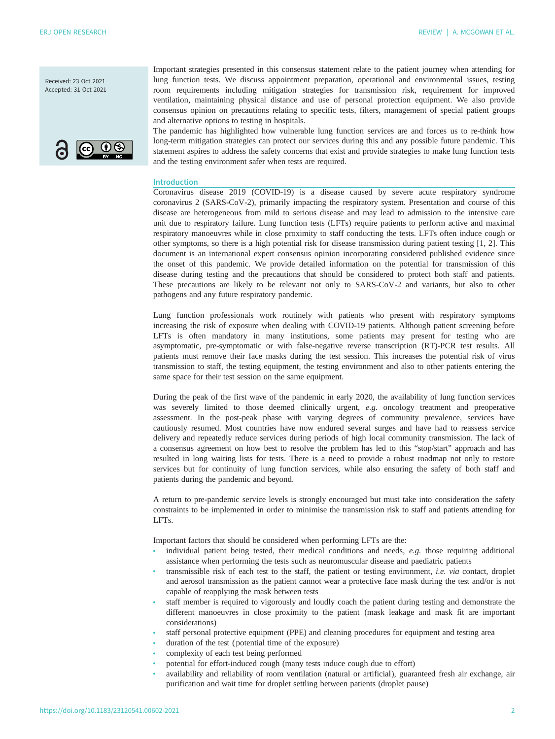Received: 23 Oct 2021
Accepted: 31 Oct 2021

Important strategies presented in this consensus statement relate to the patient journey when attending for lung function tests. We discuss appointment preparation, operational and environmental issues, testing room requirements including mitigation strategies for transmission risk, requirement for improved ventilation, maintaining physical distance and use of personal protection equipment. We also provide consensus opinion on precautions relating to specific tests, filters, management of special patient groups and alternative options to testing in hospitals.

The pandemic has highlighted how vulnerable lung function services are and forces us to re-think how long-term mitigation strategies can protect our services during this and any possible future pandemic. This statement aspires to address the safety concerns that exist and provide strategies to make lung function tests and the testing environment safer when tests are required.

## Introduction

Coronavirus disease 2019 (COVID-19) is a disease caused by severe acute respiratory syndrome coronavirus 2 (SARS-CoV-2), primarily impacting the respiratory system. Presentation and course of this disease are heterogeneous from mild to serious disease and may lead to admission to the intensive care unit due to respiratory failure. Lung function tests (LFTs) require patients to perform active and maximal respiratory manoeuvres while in close proximity to staff conducting the tests. LFTs often induce cough or other symptoms, so there is a high potential risk for disease transmission during patient testing [1, 2]. This document is an international expert consensus opinion incorporating considered published evidence since the onset of this pandemic. We provide detailed information on the potential for transmission of this disease during testing and the precautions that should be considered to protect both staff and patients. These precautions are likely to be relevant not only to SARS-CoV-2 and variants, but also to other pathogens and any future respiratory pandemic.

Lung function professionals work routinely with patients who present with respiratory symptoms increasing the risk of exposure when dealing with COVID-19 patients. Although patient screening before LFTs is often mandatory in many institutions, some patients may present for testing who are asymptomatic, pre-symptomatic or with false-negative reverse transcription (RT)-PCR test results. All patients must remove their face masks during the test session. This increases the potential risk of virus transmission to staff, the testing equipment, the testing environment and also to other patients entering the same space for their test session on the same equipment.

During the peak of the first wave of the pandemic in early 2020, the availability of lung function services was severely limited to those deemed clinically urgent, *e.g.* oncology treatment and preoperative assessment. In the post-peak phase with varying degrees of community prevalence, services have cautiously resumed. Most countries have now endured several surges and have had to reassess service delivery and repeatedly reduce services during periods of high local community transmission. The lack of a consensus agreement on how best to resolve the problem has led to this "stop/start" approach and has resulted in long waiting lists for tests. There is a need to provide a robust roadmap not only to restore services but for continuity of lung function services, while also ensuring the safety of both staff and patients during the pandemic and beyond.

A return to pre-pandemic service levels is strongly encouraged but must take into consideration the safety constraints to be implemented in order to minimise the transmission risk to staff and patients attending for LFTs.

Important factors that should be considered when performing LFTs are the:

- individual patient being tested, their medical conditions and needs, *e.g.* those requiring additional assistance when performing the tests such as neuromuscular disease and paediatric patients
- transmissible risk of each test to the staff, the patient or testing environment, *i.e. via* contact, droplet and aerosol transmission as the patient cannot wear a protective face mask during the test and/or is not capable of reapplying the mask between tests
- staff member is required to vigorously and loudly coach the patient during testing and demonstrate the different manoeuvres in close proximity to the patient (mask leakage and mask fit are important considerations)
- staff personal protective equipment (PPE) and cleaning procedures for equipment and testing area
- duration of the test (potential time of the exposure)
- complexity of each test being performed
- potential for effort-induced cough (many tests induce cough due to effort)
- availability and reliability of room ventilation (natural or artificial), guaranteed fresh air exchange, air purification and wait time for droplet settling between patients (droplet pause)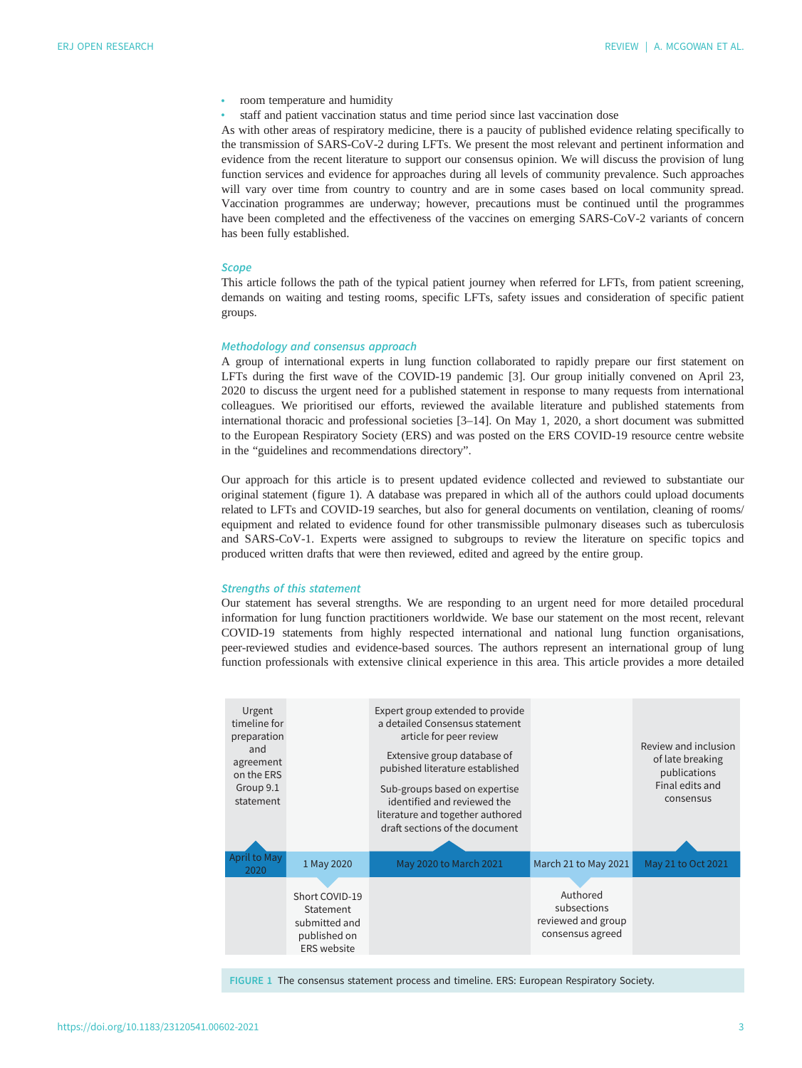- room temperature and humidity
- staff and patient vaccination status and time period since last vaccination dose

As with other areas of respiratory medicine, there is a paucity of published evidence relating specifically to the transmission of SARS-CoV-2 during LFTs. We present the most relevant and pertinent information and evidence from the recent literature to support our consensus opinion. We will discuss the provision of lung function services and evidence for approaches during all levels of community prevalence. Such approaches will vary over time from country to country and are in some cases based on local community spread. Vaccination programmes are underway; however, precautions must be continued until the programmes have been completed and the effectiveness of the vaccines on emerging SARS-CoV-2 variants of concern has been fully established.

### *Scope*

This article follows the path of the typical patient journey when referred for LFTs, from patient screening, demands on waiting and testing rooms, specific LFTs, safety issues and consideration of specific patient groups.

### *Methodology and consensus approach*

A group of international experts in lung function collaborated to rapidly prepare our first statement on LFTs during the first wave of the COVID-19 pandemic [3]. Our group initially convened on April 23, 2020 to discuss the urgent need for a published statement in response to many requests from international colleagues. We prioritised our efforts, reviewed the available literature and published statements from international thoracic and professional societies [3–14]. On May 1, 2020, a short document was submitted to the European Respiratory Society (ERS) and was posted on the ERS COVID-19 resource centre website in the "guidelines and recommendations directory".

Our approach for this article is to present updated evidence collected and reviewed to substantiate our original statement (figure 1). A database was prepared in which all of the authors could upload documents related to LFTs and COVID-19 searches, but also for general documents on ventilation, cleaning of rooms/equipment and related to evidence found for other transmissible pulmonary diseases such as tuberculosis and SARS-CoV-1. Experts were assigned to subgroups to review the literature on specific topics and produced written drafts that were then reviewed, edited and agreed by the entire group.

### *Strengths of this statement*

Our statement has several strengths. We are responding to an urgent need for more detailed procedural information for lung function practitioners worldwide. We base our statement on the most recent, relevant COVID-19 statements from highly respected international and national lung function organisations, peer-reviewed studies and evidence-based sources. The authors represent an international group of lung function professionals with extensive clinical experience in this area. This article provides a more detailed

| April to May 2020 | 1 May 2020 | May 2020 to March 2021 | March 21 to May 2021 | May 21 to Oct 2021 |
|---|---|---|---|---|
| Urgent timeline for preparation and agreement on the ERS Group 9.1 statement | Short COVID-19 Statement submitted and published on ERS website | Expert group extended to provide a detailed Consensus statement article for peer review<br>Extensive group database of pubished literature established<br>Sub-groups based on expertise identified and reviewed the literature and together authored draft sections of the document | Authored subsections reviewed and group consensus agreed | Review and inclusion of late breaking publications<br>Final edits and consensus |

FIGURE 1 The consensus statement process and timeline. ERS: European Respiratory Society.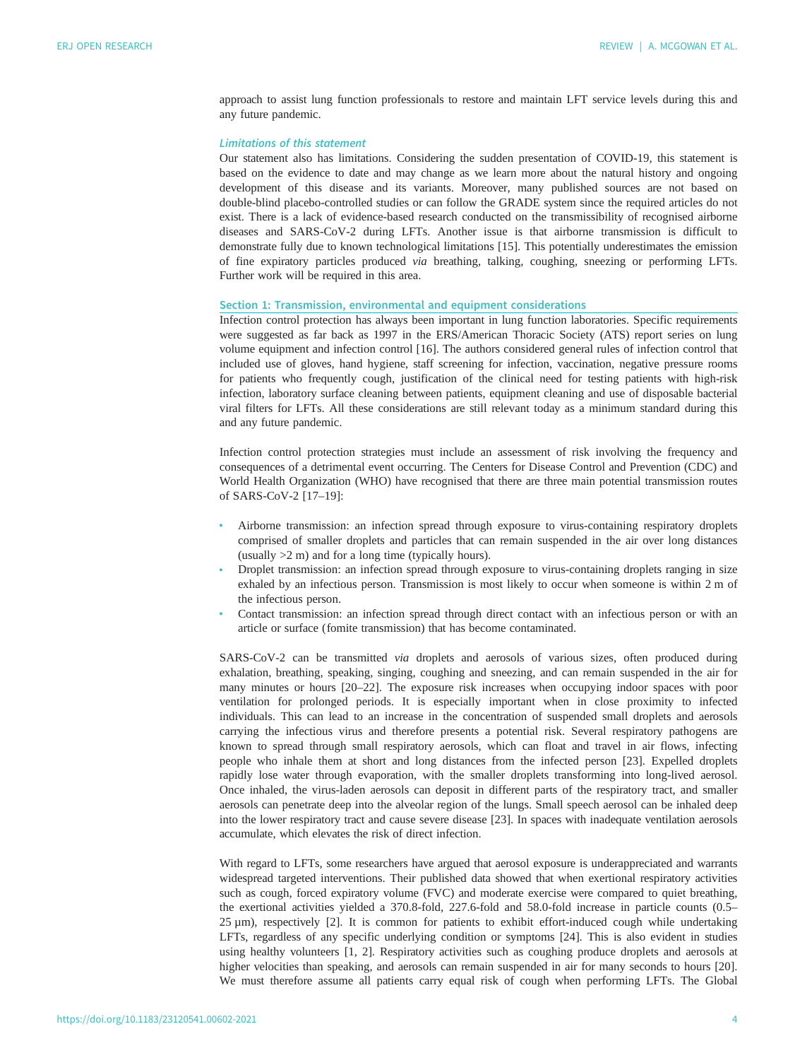approach to assist lung function professionals to restore and maintain LFT service levels during this and any future pandemic.

### *Limitations of this statement*

Our statement also has limitations. Considering the sudden presentation of COVID-19, this statement is based on the evidence to date and may change as we learn more about the natural history and ongoing development of this disease and its variants. Moreover, many published sources are not based on double-blind placebo-controlled studies or can follow the GRADE system since the required articles do not exist. There is a lack of evidence-based research conducted on the transmissibility of recognised airborne diseases and SARS-CoV-2 during LFTs. Another issue is that airborne transmission is difficult to demonstrate fully due to known technological limitations [15]. This potentially underestimates the emission of fine expiratory particles produced *via* breathing, talking, coughing, sneezing or performing LFTs. Further work will be required in this area.

## Section 1: Transmission, environmental and equipment considerations

Infection control protection has always been important in lung function laboratories. Specific requirements were suggested as far back as 1997 in the ERS/American Thoracic Society (ATS) report series on lung volume equipment and infection control [16]. The authors considered general rules of infection control that included use of gloves, hand hygiene, staff screening for infection, vaccination, negative pressure rooms for patients who frequently cough, justification of the clinical need for testing patients with high-risk infection, laboratory surface cleaning between patients, equipment cleaning and use of disposable bacterial viral filters for LFTs. All these considerations are still relevant today as a minimum standard during this and any future pandemic.

Infection control protection strategies must include an assessment of risk involving the frequency and consequences of a detrimental event occurring. The Centers for Disease Control and Prevention (CDC) and World Health Organization (WHO) have recognised that there are three main potential transmission routes of SARS-CoV-2 [17–19]:

- Airborne transmission: an infection spread through exposure to virus-containing respiratory droplets comprised of smaller droplets and particles that can remain suspended in the air over long distances (usually >2 m) and for a long time (typically hours).
- Droplet transmission: an infection spread through exposure to virus-containing droplets ranging in size exhaled by an infectious person. Transmission is most likely to occur when someone is within 2 m of the infectious person.
- Contact transmission: an infection spread through direct contact with an infectious person or with an article or surface (fomite transmission) that has become contaminated.

SARS-CoV-2 can be transmitted *via* droplets and aerosols of various sizes, often produced during exhalation, breathing, speaking, singing, coughing and sneezing, and can remain suspended in the air for many minutes or hours [20–22]. The exposure risk increases when occupying indoor spaces with poor ventilation for prolonged periods. It is especially important when in close proximity to infected individuals. This can lead to an increase in the concentration of suspended small droplets and aerosols carrying the infectious virus and therefore presents a potential risk. Several respiratory pathogens are known to spread through small respiratory aerosols, which can float and travel in air flows, infecting people who inhale them at short and long distances from the infected person [23]. Expelled droplets rapidly lose water through evaporation, with the smaller droplets transforming into long-lived aerosol. Once inhaled, the virus-laden aerosols can deposit in different parts of the respiratory tract, and smaller aerosols can penetrate deep into the alveolar region of the lungs. Small speech aerosol can be inhaled deep into the lower respiratory tract and cause severe disease [23]. In spaces with inadequate ventilation aerosols accumulate, which elevates the risk of direct infection.

With regard to LFTs, some researchers have argued that aerosol exposure is underappreciated and warrants widespread targeted interventions. Their published data showed that when exertional respiratory activities such as cough, forced expiratory volume (FVC) and moderate exercise were compared to quiet breathing, the exertional activities yielded a 370.8-fold, 227.6-fold and 58.0-fold increase in particle counts (0.5–25 µm), respectively [2]. It is common for patients to exhibit effort-induced cough while undertaking LFTs, regardless of any specific underlying condition or symptoms [24]. This is also evident in studies using healthy volunteers [1, 2]. Respiratory activities such as coughing produce droplets and aerosols at higher velocities than speaking, and aerosols can remain suspended in air for many seconds to hours [20]. We must therefore assume all patients carry equal risk of cough when performing LFTs. The Global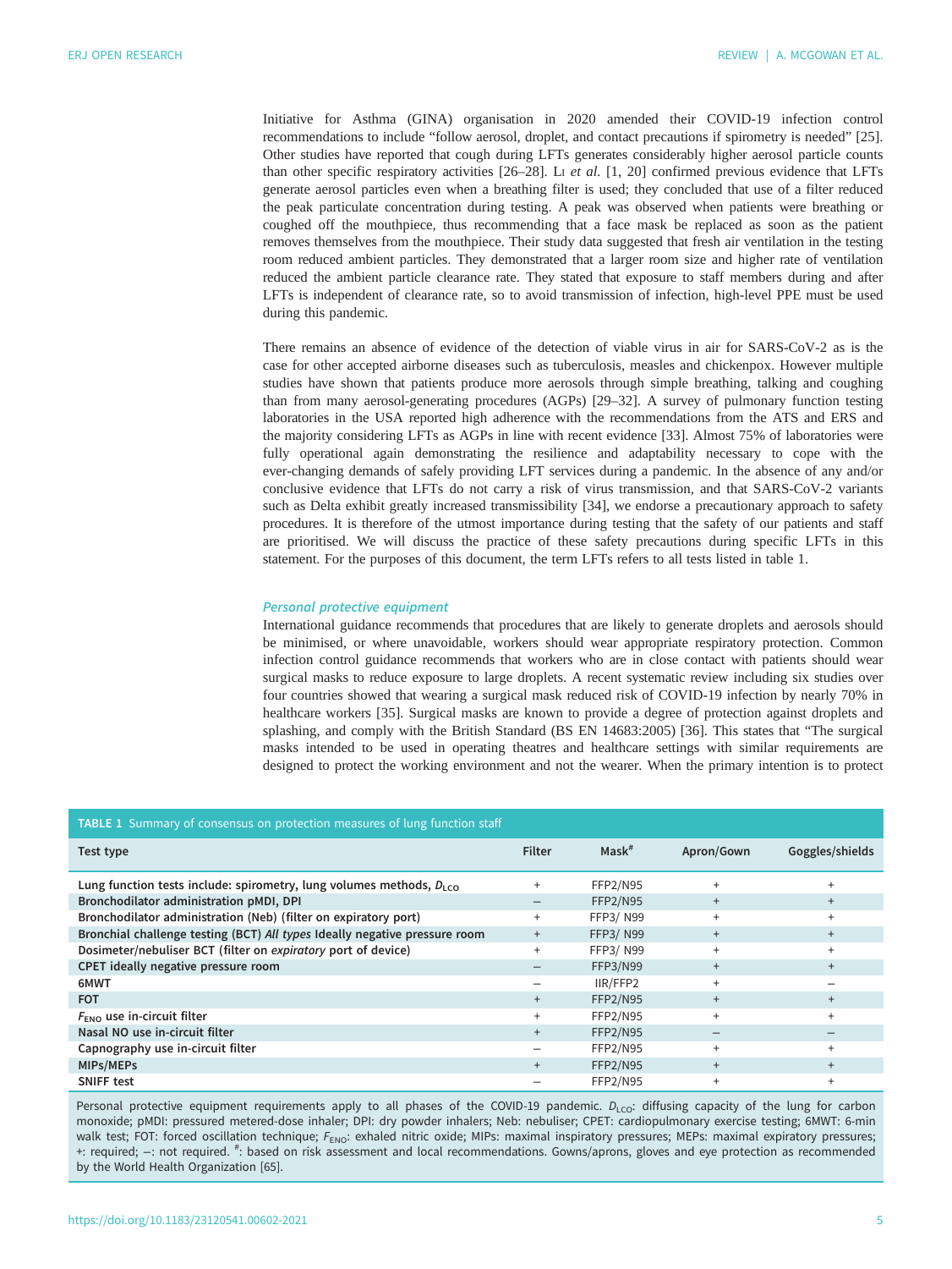Initiative for Asthma (GINA) organisation in 2020 amended their COVID-19 infection control recommendations to include "follow aerosol, droplet, and contact precautions if spirometry is needed" [25]. Other studies have reported that cough during LFTs generates considerably higher aerosol particle counts than other specific respiratory activities [26–28]. Li *et al.* [1, 20] confirmed previous evidence that LFTs generate aerosol particles even when a breathing filter is used; they concluded that use of a filter reduced the peak particulate concentration during testing. A peak was observed when patients were breathing or coughed off the mouthpiece, thus recommending that a face mask be replaced as soon as the patient removes themselves from the mouthpiece. Their study data suggested that fresh air ventilation in the testing room reduced ambient particles. They demonstrated that a larger room size and higher rate of ventilation reduced the ambient particle clearance rate. They stated that exposure to staff members during and after LFTs is independent of clearance rate, so to avoid transmission of infection, high-level PPE must be used during this pandemic.

There remains an absence of evidence of the detection of viable virus in air for SARS-CoV-2 as is the case for other accepted airborne diseases such as tuberculosis, measles and chickenpox. However multiple studies have shown that patients produce more aerosols through simple breathing, talking and coughing than from many aerosol-generating procedures (AGPs) [29–32]. A survey of pulmonary function testing laboratories in the USA reported high adherence with the recommendations from the ATS and ERS and the majority considering LFTs as AGPs in line with recent evidence [33]. Almost 75% of laboratories were fully operational again demonstrating the resilience and adaptability necessary to cope with the ever-changing demands of safely providing LFT services during a pandemic. In the absence of any and/or conclusive evidence that LFTs do not carry a risk of virus transmission, and that SARS-CoV-2 variants such as Delta exhibit greatly increased transmissibility [34], we endorse a precautionary approach to safety procedures. It is therefore of the utmost importance during testing that the safety of our patients and staff are prioritised. We will discuss the practice of these safety precautions during specific LFTs in this statement. For the purposes of this document, the term LFTs refers to all tests listed in table 1.

### Personal protective equipment

International guidance recommends that procedures that are likely to generate droplets and aerosols should be minimised, or where unavoidable, workers should wear appropriate respiratory protection. Common infection control guidance recommends that workers who are in close contact with patients should wear surgical masks to reduce exposure to large droplets. A recent systematic review including six studies over four countries showed that wearing a surgical mask reduced risk of COVID-19 infection by nearly 70% in healthcare workers [35]. Surgical masks are known to provide a degree of protection against droplets and splashing, and comply with the British Standard (BS EN 14683:2005) [36]. This states that "The surgical masks intended to be used in operating theatres and healthcare settings with similar requirements are designed to protect the working environment and not the wearer. When the primary intention is to protect

**TABLE 1** Summary of consensus on protection measures of lung function staff

| Test type | Filter | Mask[#] | Apron/Gown | Goggles/shields |
|---|---|---|---|---|
| **Lung function tests include: spirometry, lung volumes methods, $D_{LCO}$** | + | FFP2/N95 | + | + |
| **Bronchodilator administration pMDI, DPI** | – | FFP2/N95 | + | + |
| **Bronchodilator administration (Neb) (filter on expiratory port)** | + | FFP3/ N99 | + | + |
| **Bronchial challenge testing (BCT) *All types* Ideally negative pressure room** | + | FFP3/ N99 | + | + |
| **Dosimeter/nebuliser BCT (filter on *expiratory* port of device)** | + | FFP3/ N99 | + | + |
| **CPET ideally negative pressure room** | – | FFP3/N99 | + | + |
| **6MWT** | – | IIR/FFP2 | + | – |
| **FOT** | + | FFP2/N95 | + | + |
| **$F_{ENO}$ use in-circuit filter** | + | FFP2/N95 | + | + |
| **Nasal NO use in-circuit filter** | + | FFP2/N95 | – | – |
| **Capnography use in-circuit filter** | – | FFP2/N95 | + | + |
| **MIPs/MEPs** | + | FFP2/N95 | + | + |
| **SNIFF test** | – | FFP2/N95 | + | + |

Personal protective equipment requirements apply to all phases of the COVID-19 pandemic. $D_{LCO}$: diffusing capacity of the lung for carbon monoxide; pMDI: pressured metered-dose inhaler; DPI: dry powder inhalers; Neb: nebuliser; CPET: cardiopulmonary exercise testing; 6MWT: 6-min walk test; FOT: forced oscillation technique; $F_{ENO}$: exhaled nitric oxide; MIPs: maximal inspiratory pressures; MEPs: maximal expiratory pressures; +: required; –: not required. #: based on risk assessment and local recommendations. Gowns/aprons, gloves and eye protection as recommended by the World Health Organization [65].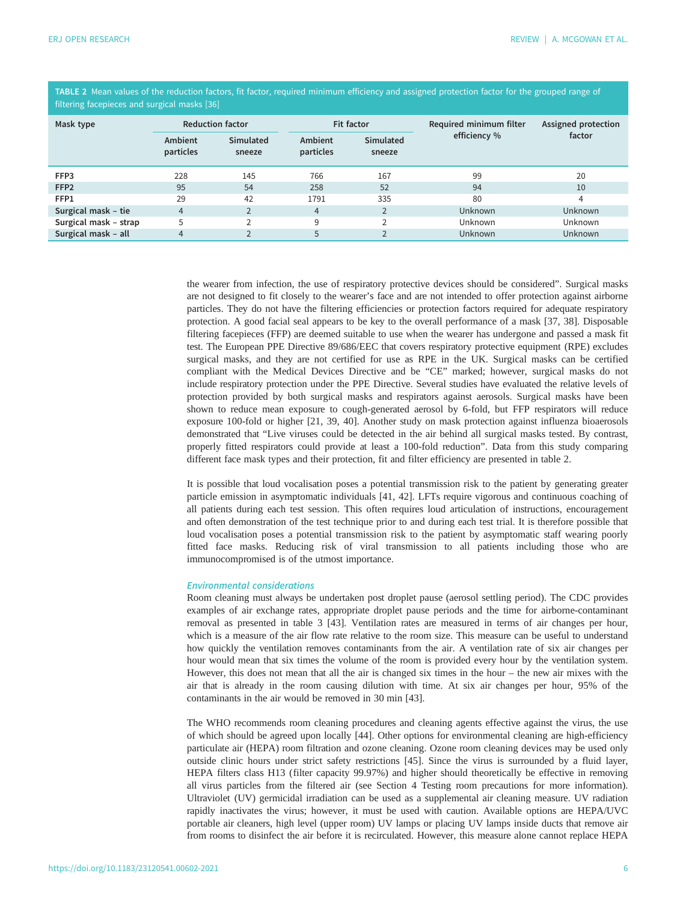TABLE 2 Mean values of the reduction factors, fit factor, required minimum efficiency and assigned protection factor for the grouped range of filtering facepieces and surgical masks [36]

| Mask type | Reduction factor | | Fit factor | | Required minimum filter efficiency % | Assigned protection factor |
|---|---|---|---|---|---|---|
| | Ambient particles | Simulated sneeze | Ambient particles | Simulated sneeze | | |
| **FFP3** | 228 | 145 | 766 | 167 | 99 | 20 |
| **FFP2** | 95 | 54 | 258 | 52 | 94 | 10 |
| **FFP1** | 29 | 42 | 1791 | 335 | 80 | 4 |
| **Surgical mask – tie** | 4 | 2 | 4 | 2 | Unknown | Unknown |
| **Surgical mask – strap** | 5 | 2 | 9 | 2 | Unknown | Unknown |
| **Surgical mask – all** | 4 | 2 | 5 | 2 | Unknown | Unknown |

the wearer from infection, the use of respiratory protective devices should be considered". Surgical masks are not designed to fit closely to the wearer's face and are not intended to offer protection against airborne particles. They do not have the filtering efficiencies or protection factors required for adequate respiratory protection. A good facial seal appears to be key to the overall performance of a mask [37, 38]. Disposable filtering facepieces (FFP) are deemed suitable to use when the wearer has undergone and passed a mask fit test. The European PPE Directive 89/686/EEC that covers respiratory protective equipment (RPE) excludes surgical masks, and they are not certified for use as RPE in the UK. Surgical masks can be certified compliant with the Medical Devices Directive and be "CE" marked; however, surgical masks do not include respiratory protection under the PPE Directive. Several studies have evaluated the relative levels of protection provided by both surgical masks and respirators against aerosols. Surgical masks have been shown to reduce mean exposure to cough-generated aerosol by 6-fold, but FFP respirators will reduce exposure 100-fold or higher [21, 39, 40]. Another study on mask protection against influenza bioaerosols demonstrated that "Live viruses could be detected in the air behind all surgical masks tested. By contrast, properly fitted respirators could provide at least a 100-fold reduction". Data from this study comparing different face mask types and their protection, fit and filter efficiency are presented in table 2.

It is possible that loud vocalisation poses a potential transmission risk to the patient by generating greater particle emission in asymptomatic individuals [41, 42]. LFTs require vigorous and continuous coaching of all patients during each test session. This often requires loud articulation of instructions, encouragement and often demonstration of the test technique prior to and during each test trial. It is therefore possible that loud vocalisation poses a potential transmission risk to the patient by asymptomatic staff wearing poorly fitted face masks. Reducing risk of viral transmission to all patients including those who are immunocompromised is of the utmost importance.

### *Environmental considerations*

Room cleaning must always be undertaken post droplet pause (aerosol settling period). The CDC provides examples of air exchange rates, appropriate droplet pause periods and the time for airborne-contaminant removal as presented in table 3 [43]. Ventilation rates are measured in terms of air changes per hour, which is a measure of the air flow rate relative to the room size. This measure can be useful to understand how quickly the ventilation removes contaminants from the air. A ventilation rate of six air changes per hour would mean that six times the volume of the room is provided every hour by the ventilation system. However, this does not mean that all the air is changed six times in the hour – the new air mixes with the air that is already in the room causing dilution with time. At six air changes per hour, 95% of the contaminants in the air would be removed in 30 min [43].

The WHO recommends room cleaning procedures and cleaning agents effective against the virus, the use of which should be agreed upon locally [44]. Other options for environmental cleaning are high-efficiency particulate air (HEPA) room filtration and ozone cleaning. Ozone room cleaning devices may be used only outside clinic hours under strict safety restrictions [45]. Since the virus is surrounded by a fluid layer, HEPA filters class H13 (filter capacity 99.97%) and higher should theoretically be effective in removing all virus particles from the filtered air (see Section 4 Testing room precautions for more information). Ultraviolet (UV) germicidal irradiation can be used as a supplemental air cleaning measure. UV radiation rapidly inactivates the virus; however, it must be used with caution. Available options are HEPA/UVC portable air cleaners, high level (upper room) UV lamps or placing UV lamps inside ducts that remove air from rooms to disinfect the air before it is recirculated. However, this measure alone cannot replace HEPA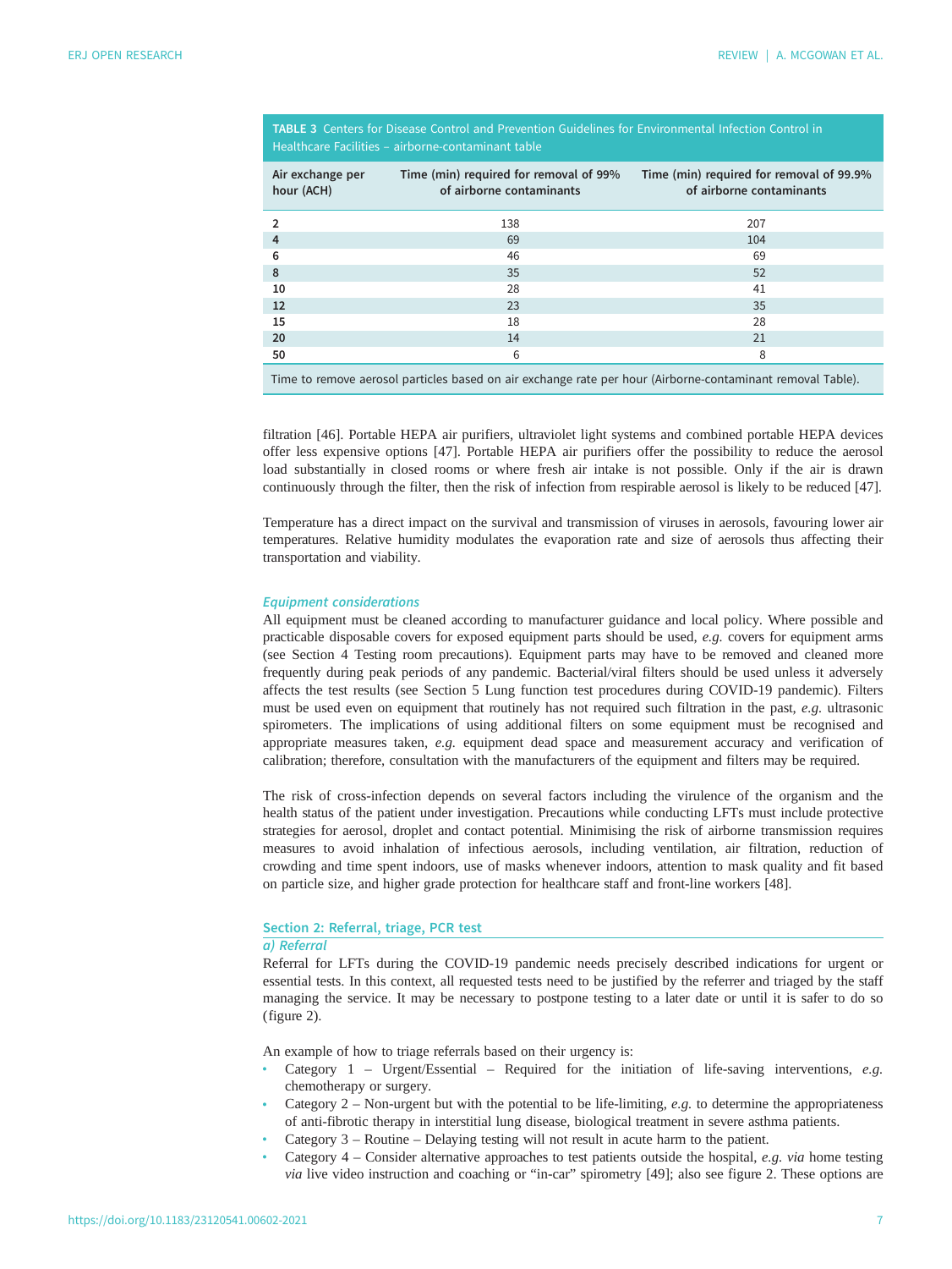**TABLE 3** Centers for Disease Control and Prevention Guidelines for Environmental Infection Control in Healthcare Facilities – airborne-contaminant table

| Air exchange per hour (ACH) | Time (min) required for removal of 99% of airborne contaminants | Time (min) required for removal of 99.9% of airborne contaminants |
|---|---|---|
| **2** | 138 | 207 |
| **4** | 69 | 104 |
| **6** | 46 | 69 |
| **8** | 35 | 52 |
| **10** | 28 | 41 |
| **12** | 23 | 35 |
| **15** | 18 | 28 |
| **20** | 14 | 21 |
| **50** | 6 | 8 |

Time to remove aerosol particles based on air exchange rate per hour (Airborne-contaminant removal Table).

filtration [46]. Portable HEPA air purifiers, ultraviolet light systems and combined portable HEPA devices offer less expensive options [47]. Portable HEPA air purifiers offer the possibility to reduce the aerosol load substantially in closed rooms or where fresh air intake is not possible. Only if the air is drawn continuously through the filter, then the risk of infection from respirable aerosol is likely to be reduced [47].

Temperature has a direct impact on the survival and transmission of viruses in aerosols, favouring lower air temperatures. Relative humidity modulates the evaporation rate and size of aerosols thus affecting their transportation and viability.

### *Equipment considerations*

All equipment must be cleaned according to manufacturer guidance and local policy. Where possible and practicable disposable covers for exposed equipment parts should be used, *e.g.* covers for equipment arms (see Section 4 Testing room precautions). Equipment parts may have to be removed and cleaned more frequently during peak periods of any pandemic. Bacterial/viral filters should be used unless it adversely affects the test results (see Section 5 Lung function test procedures during COVID-19 pandemic). Filters must be used even on equipment that routinely has not required such filtration in the past, *e.g.* ultrasonic spirometers. The implications of using additional filters on some equipment must be recognised and appropriate measures taken, *e.g.* equipment dead space and measurement accuracy and verification of calibration; therefore, consultation with the manufacturers of the equipment and filters may be required.

The risk of cross-infection depends on several factors including the virulence of the organism and the health status of the patient under investigation. Precautions while conducting LFTs must include protective strategies for aerosol, droplet and contact potential. Minimising the risk of airborne transmission requires measures to avoid inhalation of infectious aerosols, including ventilation, air filtration, reduction of crowding and time spent indoors, use of masks whenever indoors, attention to mask quality and fit based on particle size, and higher grade protection for healthcare staff and front-line workers [48].

## Section 2: Referral, triage, PCR test

### *a) Referral*

Referral for LFTs during the COVID-19 pandemic needs precisely described indications for urgent or essential tests. In this context, all requested tests need to be justified by the referrer and triaged by the staff managing the service. It may be necessary to postpone testing to a later date or until it is safer to do so (figure 2).

An example of how to triage referrals based on their urgency is:

- Category 1 – Urgent/Essential – Required for the initiation of life-saving interventions, *e.g.* chemotherapy or surgery.
- Category 2 – Non-urgent but with the potential to be life-limiting, *e.g.* to determine the appropriateness of anti-fibrotic therapy in interstitial lung disease, biological treatment in severe asthma patients.
- Category 3 – Routine – Delaying testing will not result in acute harm to the patient.
- Category 4 – Consider alternative approaches to test patients outside the hospital, *e.g. via* home testing *via* live video instruction and coaching or "in-car" spirometry [49]; also see figure 2. These options are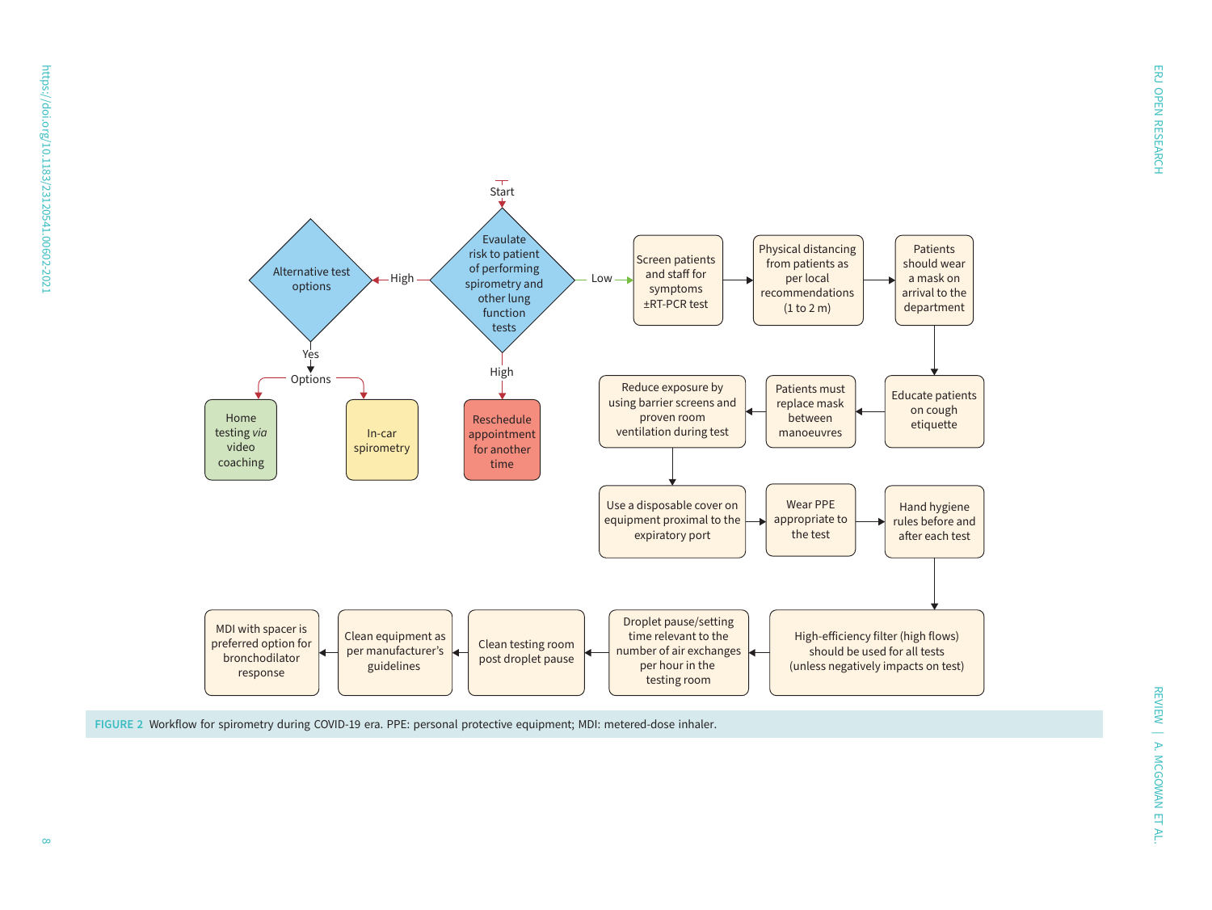Start

Evaulate risk to patient of performing spirometry and other lung function tests

High → Alternative test options

Yes → Options:
- Home testing *via* video coaching
- In-car spirometry

High → Reschedule appointment for another time

Low → Screen patients and staff for symptoms ±RT-PCR test → Physical distancing from patients as per local recommendations (1 to 2 m) → Patients should wear a mask on arrival to the department → Educate patients on cough etiquette → Patients must replace mask between manoeuvres → Reduce exposure by using barrier screens and proven room ventilation during test → Use a disposable cover on equipment proximal to the expiratory port → Wear PPE appropriate to the test → Hand hygiene rules before and after each test → High-efficiency filter (high flows) should be used for all tests (unless negatively impacts on test) → Droplet pause/setting time relevant to the number of air exchanges per hour in the testing room → Clean testing room post droplet pause → Clean equipment as per manufacturer's guidelines → MDI with spacer is preferred option for bronchodilator response

**FIGURE 2** Workflow for spirometry during COVID-19 era. PPE: personal protective equipment; MDI: metered-dose inhaler.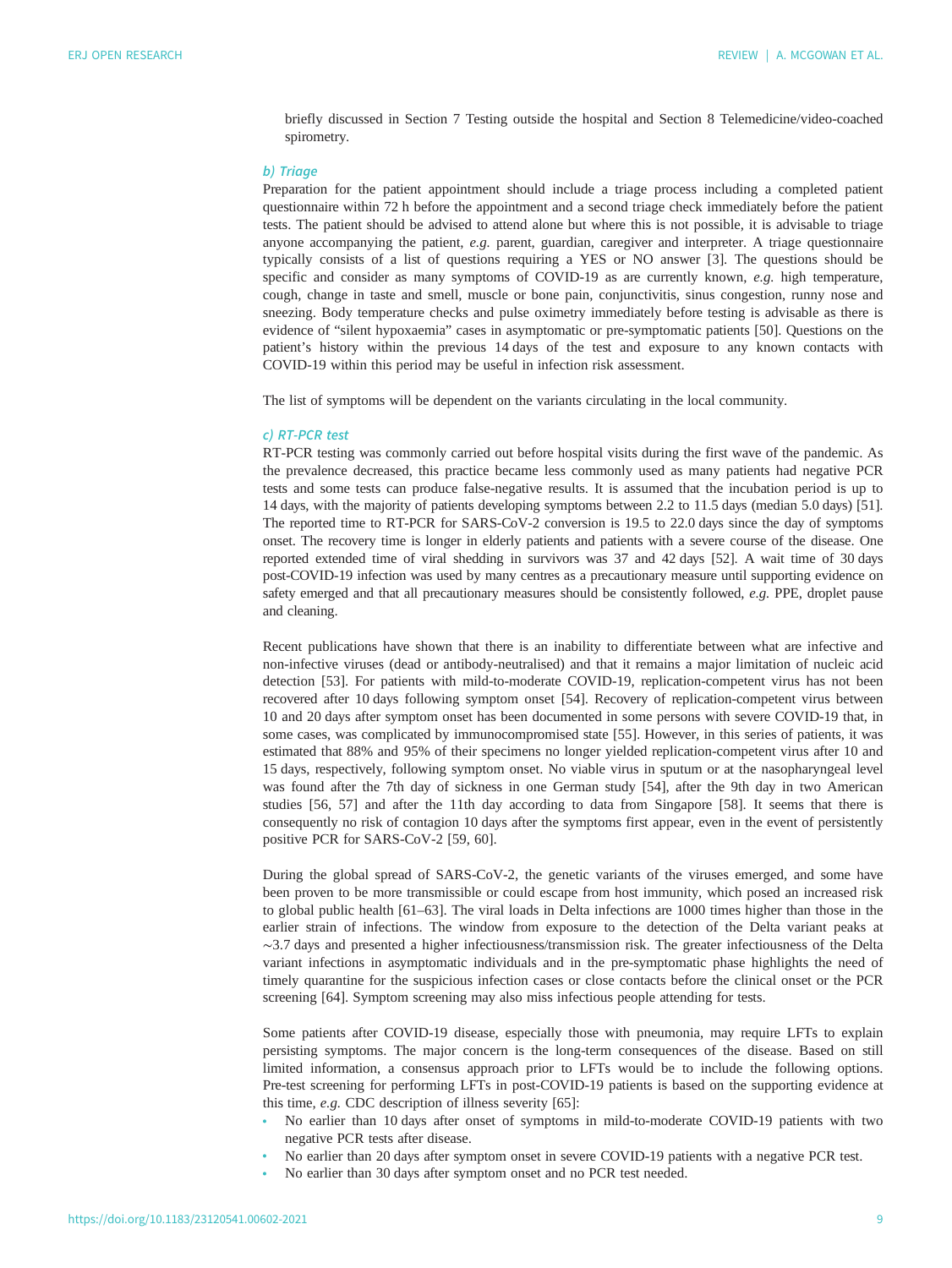briefly discussed in Section 7 Testing outside the hospital and Section 8 Telemedicine/video-coached spirometry.

### *b) Triage*

Preparation for the patient appointment should include a triage process including a completed patient questionnaire within 72 h before the appointment and a second triage check immediately before the patient tests. The patient should be advised to attend alone but where this is not possible, it is advisable to triage anyone accompanying the patient, *e.g.* parent, guardian, caregiver and interpreter. A triage questionnaire typically consists of a list of questions requiring a YES or NO answer [3]. The questions should be specific and consider as many symptoms of COVID-19 as are currently known, *e.g.* high temperature, cough, change in taste and smell, muscle or bone pain, conjunctivitis, sinus congestion, runny nose and sneezing. Body temperature checks and pulse oximetry immediately before testing is advisable as there is evidence of "silent hypoxaemia" cases in asymptomatic or pre-symptomatic patients [50]. Questions on the patient's history within the previous 14 days of the test and exposure to any known contacts with COVID-19 within this period may be useful in infection risk assessment.

The list of symptoms will be dependent on the variants circulating in the local community.

### *c) RT-PCR test*

RT-PCR testing was commonly carried out before hospital visits during the first wave of the pandemic. As the prevalence decreased, this practice became less commonly used as many patients had negative PCR tests and some tests can produce false-negative results. It is assumed that the incubation period is up to 14 days, with the majority of patients developing symptoms between 2.2 to 11.5 days (median 5.0 days) [51]. The reported time to RT-PCR for SARS-CoV-2 conversion is 19.5 to 22.0 days since the day of symptoms onset. The recovery time is longer in elderly patients and patients with a severe course of the disease. One reported extended time of viral shedding in survivors was 37 and 42 days [52]. A wait time of 30 days post-COVID-19 infection was used by many centres as a precautionary measure until supporting evidence on safety emerged and that all precautionary measures should be consistently followed, *e.g.* PPE, droplet pause and cleaning.

Recent publications have shown that there is an inability to differentiate between what are infective and non-infective viruses (dead or antibody-neutralised) and that it remains a major limitation of nucleic acid detection [53]. For patients with mild-to-moderate COVID-19, replication-competent virus has not been recovered after 10 days following symptom onset [54]. Recovery of replication-competent virus between 10 and 20 days after symptom onset has been documented in some persons with severe COVID-19 that, in some cases, was complicated by immunocompromised state [55]. However, in this series of patients, it was estimated that 88% and 95% of their specimens no longer yielded replication-competent virus after 10 and 15 days, respectively, following symptom onset. No viable virus in sputum or at the nasopharyngeal level was found after the 7th day of sickness in one German study [54], after the 9th day in two American studies [56, 57] and after the 11th day according to data from Singapore [58]. It seems that there is consequently no risk of contagion 10 days after the symptoms first appear, even in the event of persistently positive PCR for SARS-CoV-2 [59, 60].

During the global spread of SARS-CoV-2, the genetic variants of the viruses emerged, and some have been proven to be more transmissible or could escape from host immunity, which posed an increased risk to global public health [61–63]. The viral loads in Delta infections are 1000 times higher than those in the earlier strain of infections. The window from exposure to the detection of the Delta variant peaks at ∼3.7 days and presented a higher infectiousness/transmission risk. The greater infectiousness of the Delta variant infections in asymptomatic individuals and in the pre-symptomatic phase highlights the need of timely quarantine for the suspicious infection cases or close contacts before the clinical onset or the PCR screening [64]. Symptom screening may also miss infectious people attending for tests.

Some patients after COVID-19 disease, especially those with pneumonia, may require LFTs to explain persisting symptoms. The major concern is the long-term consequences of the disease. Based on still limited information, a consensus approach prior to LFTs would be to include the following options. Pre-test screening for performing LFTs in post-COVID-19 patients is based on the supporting evidence at this time, *e.g.* CDC description of illness severity [65]:

- No earlier than 10 days after onset of symptoms in mild-to-moderate COVID-19 patients with two negative PCR tests after disease.
- No earlier than 20 days after symptom onset in severe COVID-19 patients with a negative PCR test.
- No earlier than 30 days after symptom onset and no PCR test needed.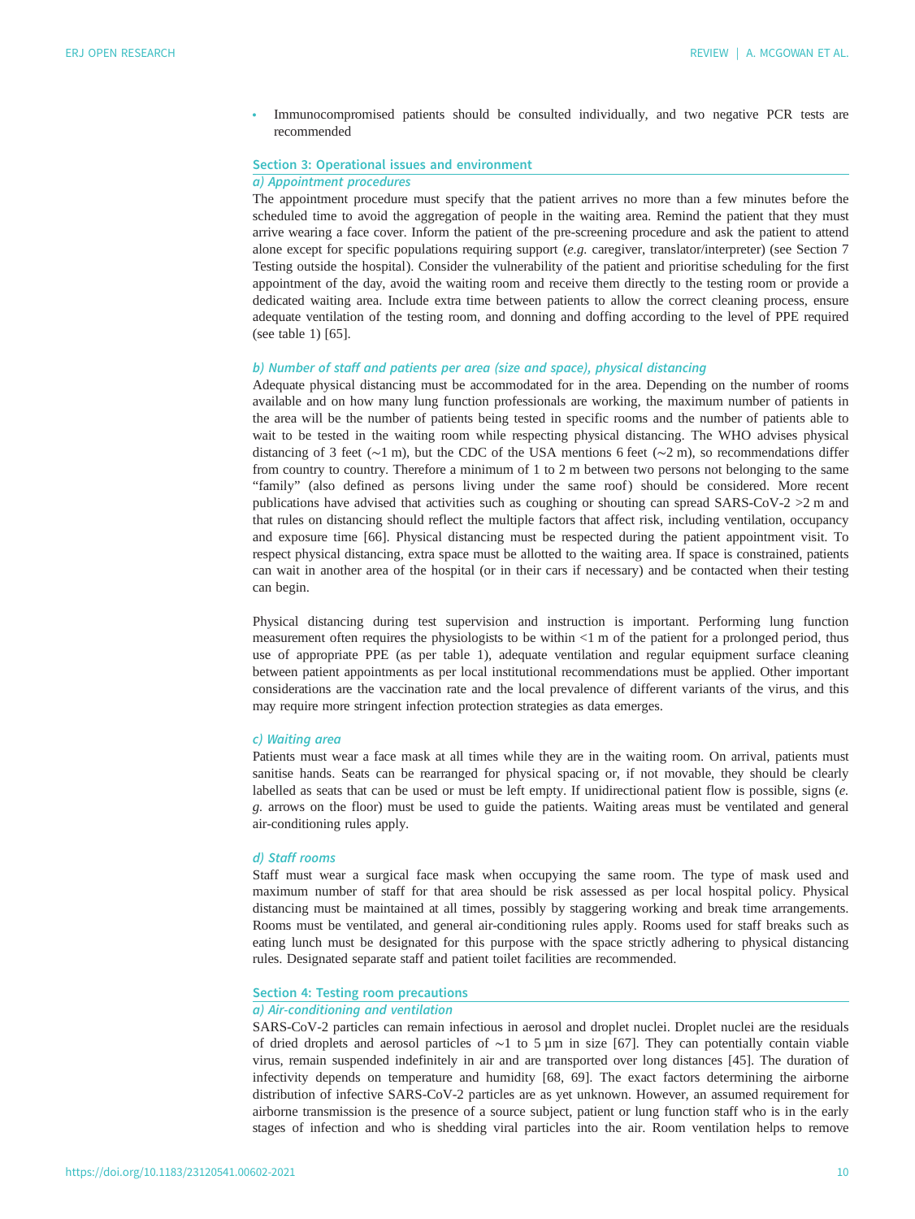- Immunocompromised patients should be consulted individually, and two negative PCR tests are recommended

## Section 3: Operational issues and environment

### *a) Appointment procedures*

The appointment procedure must specify that the patient arrives no more than a few minutes before the scheduled time to avoid the aggregation of people in the waiting area. Remind the patient that they must arrive wearing a face cover. Inform the patient of the pre-screening procedure and ask the patient to attend alone except for specific populations requiring support (*e.g.* caregiver, translator/interpreter) (see Section 7 Testing outside the hospital). Consider the vulnerability of the patient and prioritise scheduling for the first appointment of the day, avoid the waiting room and receive them directly to the testing room or provide a dedicated waiting area. Include extra time between patients to allow the correct cleaning process, ensure adequate ventilation of the testing room, and donning and doffing according to the level of PPE required (see table 1) [65].

### *b) Number of staff and patients per area (size and space), physical distancing*

Adequate physical distancing must be accommodated for in the area. Depending on the number of rooms available and on how many lung function professionals are working, the maximum number of patients in the area will be the number of patients being tested in specific rooms and the number of patients able to wait to be tested in the waiting room while respecting physical distancing. The WHO advises physical distancing of 3 feet (~1 m), but the CDC of the USA mentions 6 feet (~2 m), so recommendations differ from country to country. Therefore a minimum of 1 to 2 m between two persons not belonging to the same "family" (also defined as persons living under the same roof) should be considered. More recent publications have advised that activities such as coughing or shouting can spread SARS-CoV-2 >2 m and that rules on distancing should reflect the multiple factors that affect risk, including ventilation, occupancy and exposure time [66]. Physical distancing must be respected during the patient appointment visit. To respect physical distancing, extra space must be allotted to the waiting area. If space is constrained, patients can wait in another area of the hospital (or in their cars if necessary) and be contacted when their testing can begin.

Physical distancing during test supervision and instruction is important. Performing lung function measurement often requires the physiologists to be within <1 m of the patient for a prolonged period, thus use of appropriate PPE (as per table 1), adequate ventilation and regular equipment surface cleaning between patient appointments as per local institutional recommendations must be applied. Other important considerations are the vaccination rate and the local prevalence of different variants of the virus, and this may require more stringent infection protection strategies as data emerges.

### *c) Waiting area*

Patients must wear a face mask at all times while they are in the waiting room. On arrival, patients must sanitise hands. Seats can be rearranged for physical spacing or, if not movable, they should be clearly labelled as seats that can be used or must be left empty. If unidirectional patient flow is possible, signs (*e.g.* arrows on the floor) must be used to guide the patients. Waiting areas must be ventilated and general air-conditioning rules apply.

### *d) Staff rooms*

Staff must wear a surgical face mask when occupying the same room. The type of mask used and maximum number of staff for that area should be risk assessed as per local hospital policy. Physical distancing must be maintained at all times, possibly by staggering working and break time arrangements. Rooms must be ventilated, and general air-conditioning rules apply. Rooms used for staff breaks such as eating lunch must be designated for this purpose with the space strictly adhering to physical distancing rules. Designated separate staff and patient toilet facilities are recommended.

## Section 4: Testing room precautions

### *a) Air-conditioning and ventilation*

SARS-CoV-2 particles can remain infectious in aerosol and droplet nuclei. Droplet nuclei are the residuals of dried droplets and aerosol particles of ~1 to 5 µm in size [67]. They can potentially contain viable virus, remain suspended indefinitely in air and are transported over long distances [45]. The duration of infectivity depends on temperature and humidity [68, 69]. The exact factors determining the airborne distribution of infective SARS-CoV-2 particles are as yet unknown. However, an assumed requirement for airborne transmission is the presence of a source subject, patient or lung function staff who is in the early stages of infection and who is shedding viral particles into the air. Room ventilation helps to remove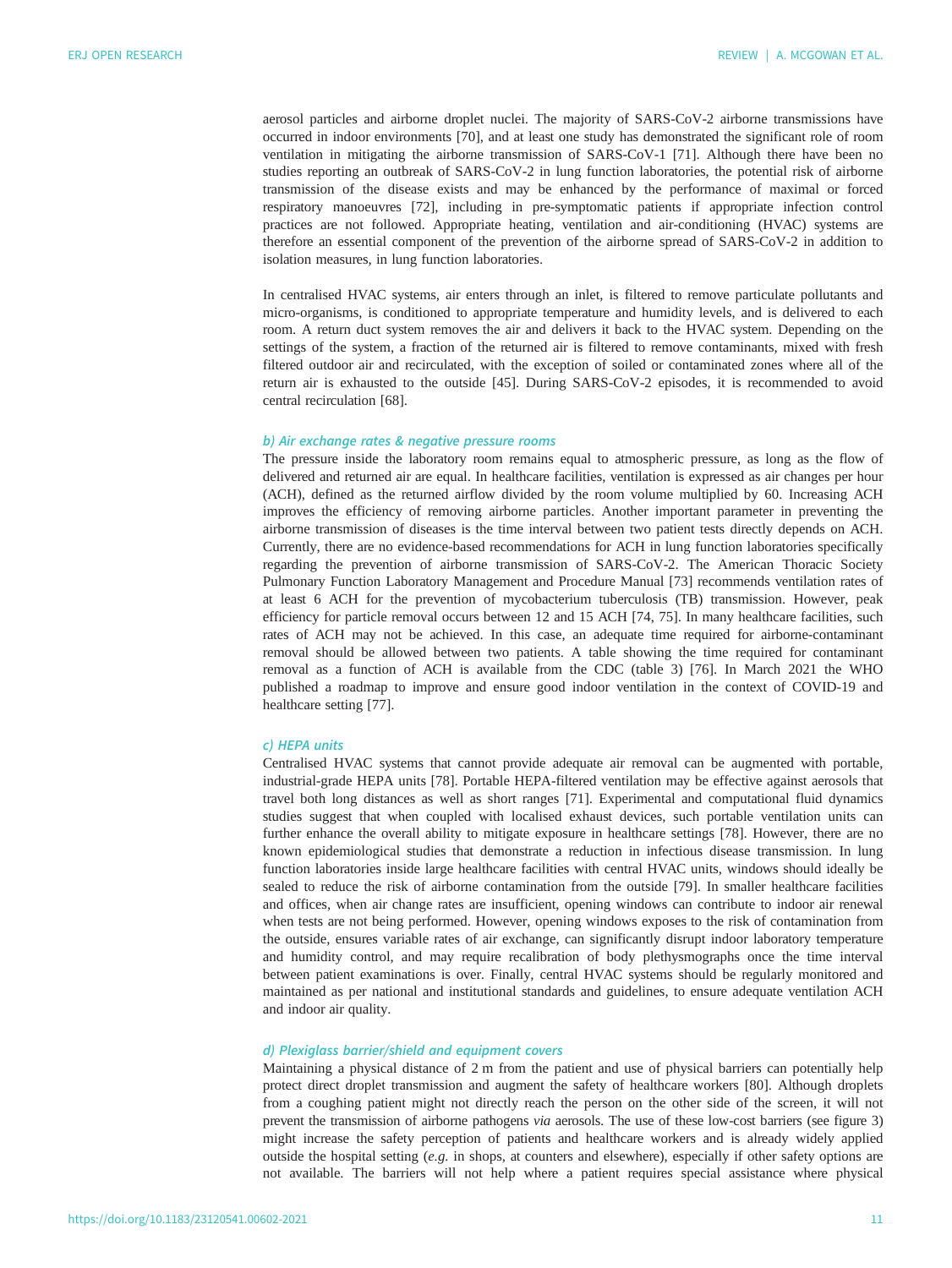aerosol particles and airborne droplet nuclei. The majority of SARS-CoV-2 airborne transmissions have occurred in indoor environments [70], and at least one study has demonstrated the significant role of room ventilation in mitigating the airborne transmission of SARS-CoV-1 [71]. Although there have been no studies reporting an outbreak of SARS-CoV-2 in lung function laboratories, the potential risk of airborne transmission of the disease exists and may be enhanced by the performance of maximal or forced respiratory manoeuvres [72], including in pre-symptomatic patients if appropriate infection control practices are not followed. Appropriate heating, ventilation and air-conditioning (HVAC) systems are therefore an essential component of the prevention of the airborne spread of SARS-CoV-2 in addition to isolation measures, in lung function laboratories.

In centralised HVAC systems, air enters through an inlet, is filtered to remove particulate pollutants and micro-organisms, is conditioned to appropriate temperature and humidity levels, and is delivered to each room. A return duct system removes the air and delivers it back to the HVAC system. Depending on the settings of the system, a fraction of the returned air is filtered to remove contaminants, mixed with fresh filtered outdoor air and recirculated, with the exception of soiled or contaminated zones where all of the return air is exhausted to the outside [45]. During SARS-CoV-2 episodes, it is recommended to avoid central recirculation [68].

#### *b) Air exchange rates & negative pressure rooms*

The pressure inside the laboratory room remains equal to atmospheric pressure, as long as the flow of delivered and returned air are equal. In healthcare facilities, ventilation is expressed as air changes per hour (ACH), defined as the returned airflow divided by the room volume multiplied by 60. Increasing ACH improves the efficiency of removing airborne particles. Another important parameter in preventing the airborne transmission of diseases is the time interval between two patient tests directly depends on ACH. Currently, there are no evidence-based recommendations for ACH in lung function laboratories specifically regarding the prevention of airborne transmission of SARS-CoV-2. The American Thoracic Society Pulmonary Function Laboratory Management and Procedure Manual [73] recommends ventilation rates of at least 6 ACH for the prevention of mycobacterium tuberculosis (TB) transmission. However, peak efficiency for particle removal occurs between 12 and 15 ACH [74, 75]. In many healthcare facilities, such rates of ACH may not be achieved. In this case, an adequate time required for airborne-contaminant removal should be allowed between two patients. A table showing the time required for contaminant removal as a function of ACH is available from the CDC (table 3) [76]. In March 2021 the WHO published a roadmap to improve and ensure good indoor ventilation in the context of COVID-19 and healthcare setting [77].

#### *c) HEPA units*

Centralised HVAC systems that cannot provide adequate air removal can be augmented with portable, industrial-grade HEPA units [78]. Portable HEPA-filtered ventilation may be effective against aerosols that travel both long distances as well as short ranges [71]. Experimental and computational fluid dynamics studies suggest that when coupled with localised exhaust devices, such portable ventilation units can further enhance the overall ability to mitigate exposure in healthcare settings [78]. However, there are no known epidemiological studies that demonstrate a reduction in infectious disease transmission. In lung function laboratories inside large healthcare facilities with central HVAC units, windows should ideally be sealed to reduce the risk of airborne contamination from the outside [79]. In smaller healthcare facilities and offices, when air change rates are insufficient, opening windows can contribute to indoor air renewal when tests are not being performed. However, opening windows exposes to the risk of contamination from the outside, ensures variable rates of air exchange, can significantly disrupt indoor laboratory temperature and humidity control, and may require recalibration of body plethysmographs once the time interval between patient examinations is over. Finally, central HVAC systems should be regularly monitored and maintained as per national and institutional standards and guidelines, to ensure adequate ventilation ACH and indoor air quality.

#### *d) Plexiglass barrier/shield and equipment covers*

Maintaining a physical distance of 2 m from the patient and use of physical barriers can potentially help protect direct droplet transmission and augment the safety of healthcare workers [80]. Although droplets from a coughing patient might not directly reach the person on the other side of the screen, it will not prevent the transmission of airborne pathogens *via* aerosols. The use of these low-cost barriers (see figure 3) might increase the safety perception of patients and healthcare workers and is already widely applied outside the hospital setting (*e.g.* in shops, at counters and elsewhere), especially if other safety options are not available. The barriers will not help where a patient requires special assistance where physical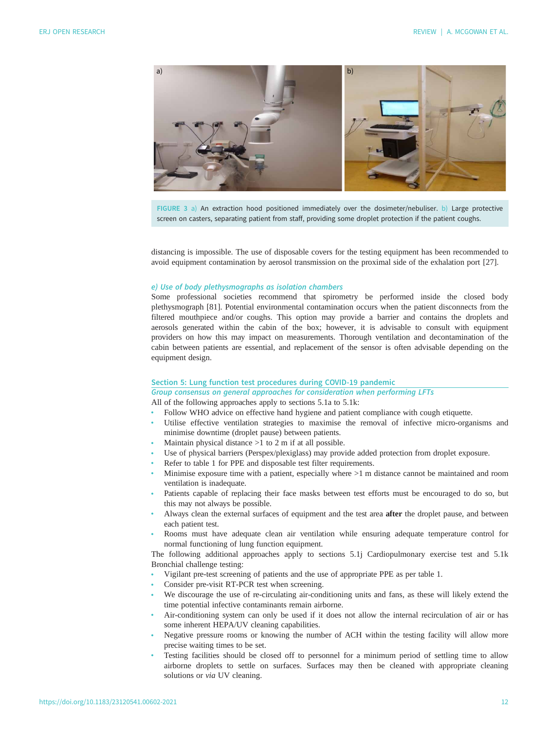FIGURE 3 a) An extraction hood positioned immediately over the dosimeter/nebuliser. b) Large protective screen on casters, separating patient from staff, providing some droplet protection if the patient coughs.

distancing is impossible. The use of disposable covers for the testing equipment has been recommended to avoid equipment contamination by aerosol transmission on the proximal side of the exhalation port [27].

#### e) Use of body plethysmographs as isolation chambers

Some professional societies recommend that spirometry be performed inside the closed body plethysmograph [81]. Potential environmental contamination occurs when the patient disconnects from the filtered mouthpiece and/or coughs. This option may provide a barrier and contains the droplets and aerosols generated within the cabin of the box; however, it is advisable to consult with equipment providers on how this may impact on measurements. Thorough ventilation and decontamination of the cabin between patients are essential, and replacement of the sensor is often advisable depending on the equipment design.

## Section 5: Lung function test procedures during COVID-19 pandemic

### Group consensus on general approaches for consideration when performing LFTs

All of the following approaches apply to sections 5.1a to 5.1k:

- Follow WHO advice on effective hand hygiene and patient compliance with cough etiquette.
- Utilise effective ventilation strategies to maximise the removal of infective micro-organisms and minimise downtime (droplet pause) between patients.
- Maintain physical distance >1 to 2 m if at all possible.
- Use of physical barriers (Perspex/plexiglass) may provide added protection from droplet exposure.
- Refer to table 1 for PPE and disposable test filter requirements.
- Minimise exposure time with a patient, especially where >1 m distance cannot be maintained and room ventilation is inadequate.
- Patients capable of replacing their face masks between test efforts must be encouraged to do so, but this may not always be possible.
- Always clean the external surfaces of equipment and the test area **after** the droplet pause, and between each patient test.
- Rooms must have adequate clean air ventilation while ensuring adequate temperature control for normal functioning of lung function equipment.

The following additional approaches apply to sections 5.1j Cardiopulmonary exercise test and 5.1k Bronchial challenge testing:

- Vigilant pre-test screening of patients and the use of appropriate PPE as per table 1.
- Consider pre-visit RT-PCR test when screening.
- We discourage the use of re-circulating air-conditioning units and fans, as these will likely extend the time potential infective contaminants remain airborne.
- Air-conditioning system can only be used if it does not allow the internal recirculation of air or has some inherent HEPA/UV cleaning capabilities.
- Negative pressure rooms or knowing the number of ACH within the testing facility will allow more precise waiting times to be set.
- Testing facilities should be closed off to personnel for a minimum period of settling time to allow airborne droplets to settle on surfaces. Surfaces may then be cleaned with appropriate cleaning solutions or *via* UV cleaning.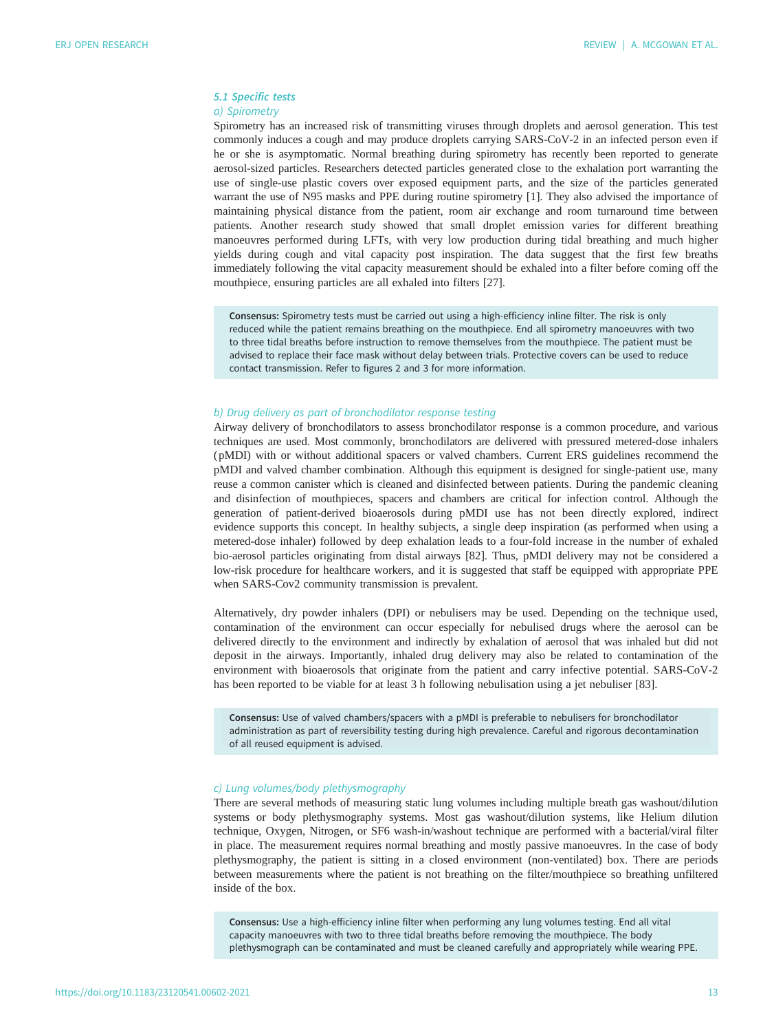### 5.1 Specific tests

#### a) Spirometry

Spirometry has an increased risk of transmitting viruses through droplets and aerosol generation. This test commonly induces a cough and may produce droplets carrying SARS-CoV-2 in an infected person even if he or she is asymptomatic. Normal breathing during spirometry has recently been reported to generate aerosol-sized particles. Researchers detected particles generated close to the exhalation port warranting the use of single-use plastic covers over exposed equipment parts, and the size of the particles generated warrant the use of N95 masks and PPE during routine spirometry [1]. They also advised the importance of maintaining physical distance from the patient, room air exchange and room turnaround time between patients. Another research study showed that small droplet emission varies for different breathing manoeuvres performed during LFTs, with very low production during tidal breathing and much higher yields during cough and vital capacity post inspiration. The data suggest that the first few breaths immediately following the vital capacity measurement should be exhaled into a filter before coming off the mouthpiece, ensuring particles are all exhaled into filters [27].

> **Consensus:** Spirometry tests must be carried out using a high-efficiency inline filter. The risk is only reduced while the patient remains breathing on the mouthpiece. End all spirometry manoeuvres with two to three tidal breaths before instruction to remove themselves from the mouthpiece. The patient must be advised to replace their face mask without delay between trials. Protective covers can be used to reduce contact transmission. Refer to figures 2 and 3 for more information.

#### b) Drug delivery as part of bronchodilator response testing

Airway delivery of bronchodilators to assess bronchodilator response is a common procedure, and various techniques are used. Most commonly, bronchodilators are delivered with pressured metered-dose inhalers (pMDI) with or without additional spacers or valved chambers. Current ERS guidelines recommend the pMDI and valved chamber combination. Although this equipment is designed for single-patient use, many reuse a common canister which is cleaned and disinfected between patients. During the pandemic cleaning and disinfection of mouthpieces, spacers and chambers are critical for infection control. Although the generation of patient-derived bioaerosols during pMDI use has not been directly explored, indirect evidence supports this concept. In healthy subjects, a single deep inspiration (as performed when using a metered-dose inhaler) followed by deep exhalation leads to a four-fold increase in the number of exhaled bio-aerosol particles originating from distal airways [82]. Thus, pMDI delivery may not be considered a low-risk procedure for healthcare workers, and it is suggested that staff be equipped with appropriate PPE when SARS-Cov2 community transmission is prevalent.

Alternatively, dry powder inhalers (DPI) or nebulisers may be used. Depending on the technique used, contamination of the environment can occur especially for nebulised drugs where the aerosol can be delivered directly to the environment and indirectly by exhalation of aerosol that was inhaled but did not deposit in the airways. Importantly, inhaled drug delivery may also be related to contamination of the environment with bioaerosols that originate from the patient and carry infective potential. SARS-CoV-2 has been reported to be viable for at least 3 h following nebulisation using a jet nebuliser [83].

> **Consensus:** Use of valved chambers/spacers with a pMDI is preferable to nebulisers for bronchodilator administration as part of reversibility testing during high prevalence. Careful and rigorous decontamination of all reused equipment is advised.

#### c) Lung volumes/body plethysmography

There are several methods of measuring static lung volumes including multiple breath gas washout/dilution systems or body plethysmography systems. Most gas washout/dilution systems, like Helium dilution technique, Oxygen, Nitrogen, or SF6 wash-in/washout technique are performed with a bacterial/viral filter in place. The measurement requires normal breathing and mostly passive manoeuvres. In the case of body plethysmography, the patient is sitting in a closed environment (non-ventilated) box. There are periods between measurements where the patient is not breathing on the filter/mouthpiece so breathing unfiltered inside of the box.

> **Consensus:** Use a high-efficiency inline filter when performing any lung volumes testing. End all vital capacity manoeuvres with two to three tidal breaths before removing the mouthpiece. The body plethysmograph can be contaminated and must be cleaned carefully and appropriately while wearing PPE.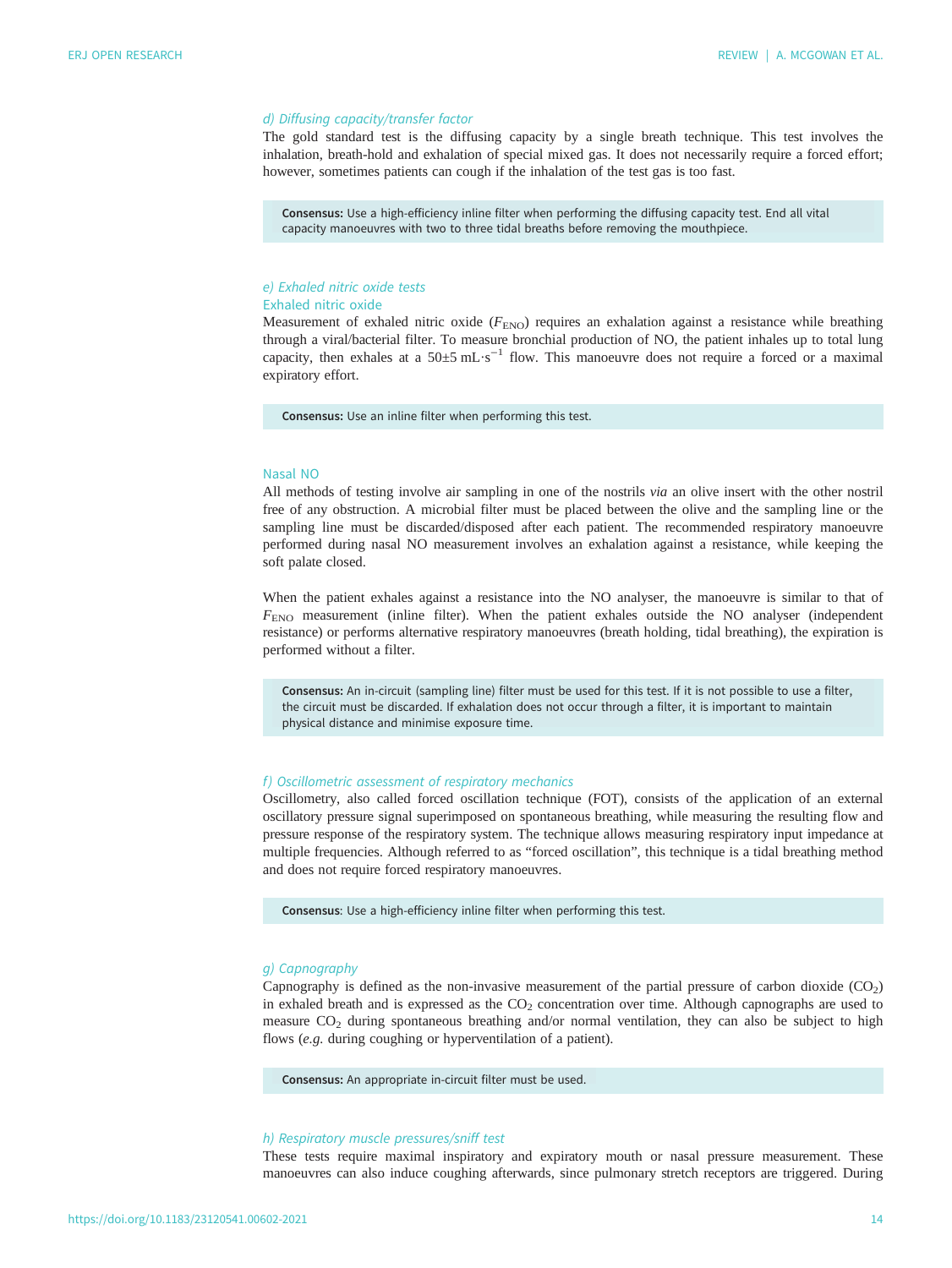### d) Diffusing capacity/transfer factor

The gold standard test is the diffusing capacity by a single breath technique. This test involves the inhalation, breath-hold and exhalation of special mixed gas. It does not necessarily require a forced effort; however, sometimes patients can cough if the inhalation of the test gas is too fast.

> **Consensus:** Use a high-efficiency inline filter when performing the diffusing capacity test. End all vital capacity manoeuvres with two to three tidal breaths before removing the mouthpiece.

### e) Exhaled nitric oxide tests

#### Exhaled nitric oxide

Measurement of exhaled nitric oxide ($F_{ENO}$) requires an exhalation against a resistance while breathing through a viral/bacterial filter. To measure bronchial production of NO, the patient inhales up to total lung capacity, then exhales at a $50 \pm 5\ \text{mL} \cdot \text{s}^{-1}$ flow. This manoeuvre does not require a forced or a maximal expiratory effort.

> **Consensus:** Use an inline filter when performing this test.

#### Nasal NO

All methods of testing involve air sampling in one of the nostrils *via* an olive insert with the other nostril free of any obstruction. A microbial filter must be placed between the olive and the sampling line or the sampling line must be discarded/disposed after each patient. The recommended respiratory manoeuvre performed during nasal NO measurement involves an exhalation against a resistance, while keeping the soft palate closed.

When the patient exhales against a resistance into the NO analyser, the manoeuvre is similar to that of $F_{ENO}$ measurement (inline filter). When the patient exhales outside the NO analyser (independent resistance) or performs alternative respiratory manoeuvres (breath holding, tidal breathing), the expiration is performed without a filter.

> **Consensus:** An in-circuit (sampling line) filter must be used for this test. If it is not possible to use a filter, the circuit must be discarded. If exhalation does not occur through a filter, it is important to maintain physical distance and minimise exposure time.

### f) Oscillometric assessment of respiratory mechanics

Oscillometry, also called forced oscillation technique (FOT), consists of the application of an external oscillatory pressure signal superimposed on spontaneous breathing, while measuring the resulting flow and pressure response of the respiratory system. The technique allows measuring respiratory input impedance at multiple frequencies. Although referred to as "forced oscillation", this technique is a tidal breathing method and does not require forced respiratory manoeuvres.

> **Consensus**: Use a high-efficiency inline filter when performing this test.

### g) Capnography

Capnography is defined as the non-invasive measurement of the partial pressure of carbon dioxide ($CO_2$) in exhaled breath and is expressed as the $CO_2$ concentration over time. Although capnographs are used to measure $CO_2$ during spontaneous breathing and/or normal ventilation, they can also be subject to high flows (*e.g.* during coughing or hyperventilation of a patient).

> **Consensus:** An appropriate in-circuit filter must be used.

### h) Respiratory muscle pressures/sniff test

These tests require maximal inspiratory and expiratory mouth or nasal pressure measurement. These manoeuvres can also induce coughing afterwards, since pulmonary stretch receptors are triggered. During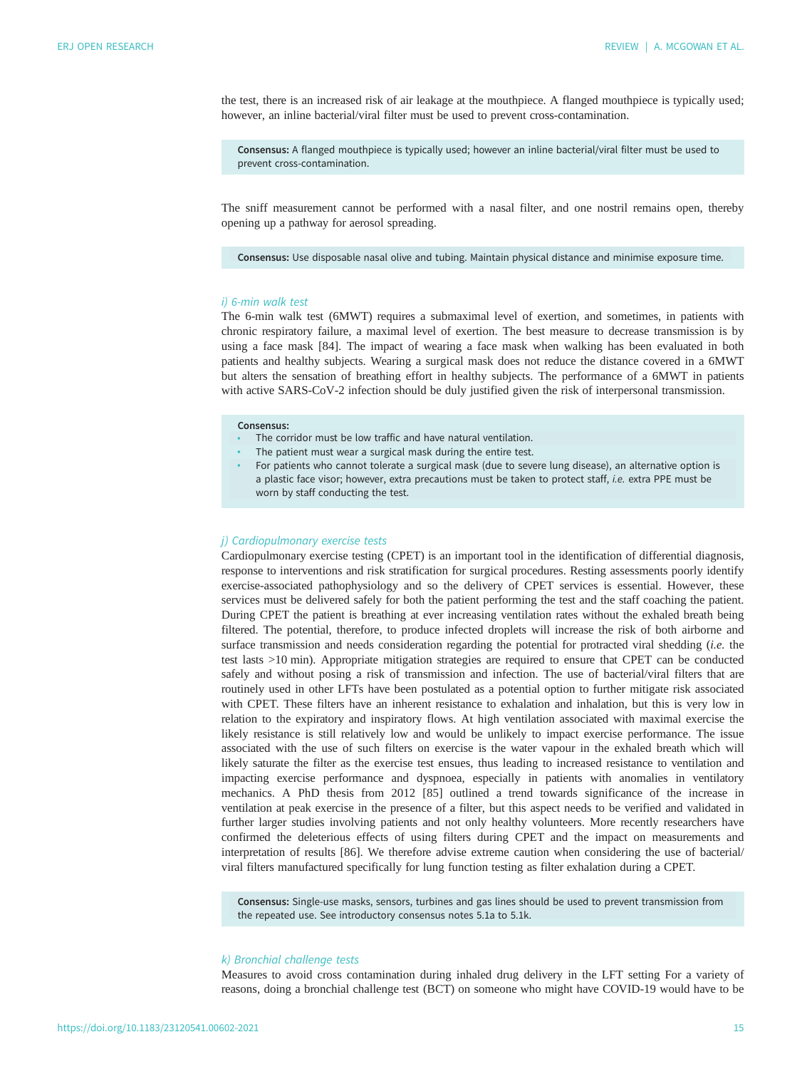the test, there is an increased risk of air leakage at the mouthpiece. A flanged mouthpiece is typically used; however, an inline bacterial/viral filter must be used to prevent cross-contamination.

> **Consensus:** A flanged mouthpiece is typically used; however an inline bacterial/viral filter must be used to prevent cross-contamination.

The sniff measurement cannot be performed with a nasal filter, and one nostril remains open, thereby opening up a pathway for aerosol spreading.

> **Consensus:** Use disposable nasal olive and tubing. Maintain physical distance and minimise exposure time.

### *i) 6-min walk test*

The 6-min walk test (6MWT) requires a submaximal level of exertion, and sometimes, in patients with chronic respiratory failure, a maximal level of exertion. The best measure to decrease transmission is by using a face mask [84]. The impact of wearing a face mask when walking has been evaluated in both patients and healthy subjects. Wearing a surgical mask does not reduce the distance covered in a 6MWT but alters the sensation of breathing effort in healthy subjects. The performance of a 6MWT in patients with active SARS-CoV-2 infection should be duly justified given the risk of interpersonal transmission.

> **Consensus:**
> - The corridor must be low traffic and have natural ventilation.
> - The patient must wear a surgical mask during the entire test.
> - For patients who cannot tolerate a surgical mask (due to severe lung disease), an alternative option is a plastic face visor; however, extra precautions must be taken to protect staff, *i.e.* extra PPE must be worn by staff conducting the test.

### *j) Cardiopulmonary exercise tests*

Cardiopulmonary exercise testing (CPET) is an important tool in the identification of differential diagnosis, response to interventions and risk stratification for surgical procedures. Resting assessments poorly identify exercise-associated pathophysiology and so the delivery of CPET services is essential. However, these services must be delivered safely for both the patient performing the test and the staff coaching the patient. During CPET the patient is breathing at ever increasing ventilation rates without the exhaled breath being filtered. The potential, therefore, to produce infected droplets will increase the risk of both airborne and surface transmission and needs consideration regarding the potential for protracted viral shedding (*i.e.* the test lasts >10 min). Appropriate mitigation strategies are required to ensure that CPET can be conducted safely and without posing a risk of transmission and infection. The use of bacterial/viral filters that are routinely used in other LFTs have been postulated as a potential option to further mitigate risk associated with CPET. These filters have an inherent resistance to exhalation and inhalation, but this is very low in relation to the expiratory and inspiratory flows. At high ventilation associated with maximal exercise the likely resistance is still relatively low and would be unlikely to impact exercise performance. The issue associated with the use of such filters on exercise is the water vapour in the exhaled breath which will likely saturate the filter as the exercise test ensues, thus leading to increased resistance to ventilation and impacting exercise performance and dyspnoea, especially in patients with anomalies in ventilatory mechanics. A PhD thesis from 2012 [85] outlined a trend towards significance of the increase in ventilation at peak exercise in the presence of a filter, but this aspect needs to be verified and validated in further larger studies involving patients and not only healthy volunteers. More recently researchers have confirmed the deleterious effects of using filters during CPET and the impact on measurements and interpretation of results [86]. We therefore advise extreme caution when considering the use of bacterial/viral filters manufactured specifically for lung function testing as filter exhalation during a CPET.

> **Consensus:** Single-use masks, sensors, turbines and gas lines should be used to prevent transmission from the repeated use. See introductory consensus notes 5.1a to 5.1k.

### *k) Bronchial challenge tests*

Measures to avoid cross contamination during inhaled drug delivery in the LFT setting For a variety of reasons, doing a bronchial challenge test (BCT) on someone who might have COVID-19 would have to be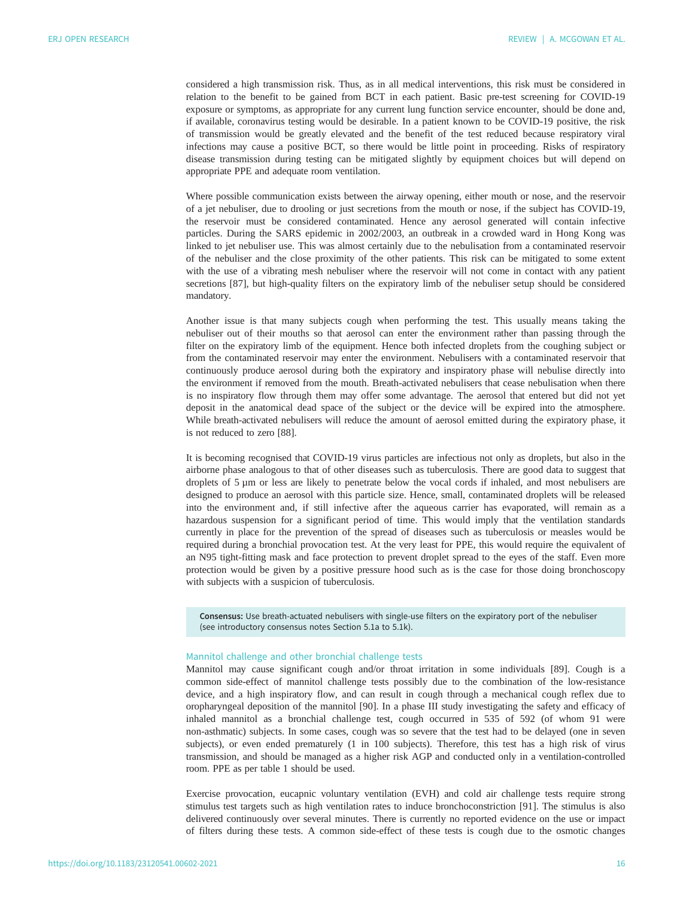considered a high transmission risk. Thus, as in all medical interventions, this risk must be considered in relation to the benefit to be gained from BCT in each patient. Basic pre-test screening for COVID-19 exposure or symptoms, as appropriate for any current lung function service encounter, should be done and, if available, coronavirus testing would be desirable. In a patient known to be COVID-19 positive, the risk of transmission would be greatly elevated and the benefit of the test reduced because respiratory viral infections may cause a positive BCT, so there would be little point in proceeding. Risks of respiratory disease transmission during testing can be mitigated slightly by equipment choices but will depend on appropriate PPE and adequate room ventilation.

Where possible communication exists between the airway opening, either mouth or nose, and the reservoir of a jet nebuliser, due to drooling or just secretions from the mouth or nose, if the subject has COVID-19, the reservoir must be considered contaminated. Hence any aerosol generated will contain infective particles. During the SARS epidemic in 2002/2003, an outbreak in a crowded ward in Hong Kong was linked to jet nebuliser use. This was almost certainly due to the nebulisation from a contaminated reservoir of the nebuliser and the close proximity of the other patients. This risk can be mitigated to some extent with the use of a vibrating mesh nebuliser where the reservoir will not come in contact with any patient secretions [87], but high-quality filters on the expiratory limb of the nebuliser setup should be considered mandatory.

Another issue is that many subjects cough when performing the test. This usually means taking the nebuliser out of their mouths so that aerosol can enter the environment rather than passing through the filter on the expiratory limb of the equipment. Hence both infected droplets from the coughing subject or from the contaminated reservoir may enter the environment. Nebulisers with a contaminated reservoir that continuously produce aerosol during both the expiratory and inspiratory phase will nebulise directly into the environment if removed from the mouth. Breath-activated nebulisers that cease nebulisation when there is no inspiratory flow through them may offer some advantage. The aerosol that entered but did not yet deposit in the anatomical dead space of the subject or the device will be expired into the atmosphere. While breath-activated nebulisers will reduce the amount of aerosol emitted during the expiratory phase, it is not reduced to zero [88].

It is becoming recognised that COVID-19 virus particles are infectious not only as droplets, but also in the airborne phase analogous to that of other diseases such as tuberculosis. There are good data to suggest that droplets of 5 µm or less are likely to penetrate below the vocal cords if inhaled, and most nebulisers are designed to produce an aerosol with this particle size. Hence, small, contaminated droplets will be released into the environment and, if still infective after the aqueous carrier has evaporated, will remain as a hazardous suspension for a significant period of time. This would imply that the ventilation standards currently in place for the prevention of the spread of diseases such as tuberculosis or measles would be required during a bronchial provocation test. At the very least for PPE, this would require the equivalent of an N95 tight-fitting mask and face protection to prevent droplet spread to the eyes of the staff. Even more protection would be given by a positive pressure hood such as is the case for those doing bronchoscopy with subjects with a suspicion of tuberculosis.

> **Consensus:** Use breath-actuated nebulisers with single-use filters on the expiratory port of the nebuliser (see introductory consensus notes Section 5.1a to 5.1k).

### Mannitol challenge and other bronchial challenge tests

Mannitol may cause significant cough and/or throat irritation in some individuals [89]. Cough is a common side-effect of mannitol challenge tests possibly due to the combination of the low-resistance device, and a high inspiratory flow, and can result in cough through a mechanical cough reflex due to oropharyngeal deposition of the mannitol [90]. In a phase III study investigating the safety and efficacy of inhaled mannitol as a bronchial challenge test, cough occurred in 535 of 592 (of whom 91 were non-asthmatic) subjects. In some cases, cough was so severe that the test had to be delayed (one in seven subjects), or even ended prematurely (1 in 100 subjects). Therefore, this test has a high risk of virus transmission, and should be managed as a higher risk AGP and conducted only in a ventilation-controlled room. PPE as per table 1 should be used.

Exercise provocation, eucapnic voluntary ventilation (EVH) and cold air challenge tests require strong stimulus test targets such as high ventilation rates to induce bronchoconstriction [91]. The stimulus is also delivered continuously over several minutes. There is currently no reported evidence on the use or impact of filters during these tests. A common side-effect of these tests is cough due to the osmotic changes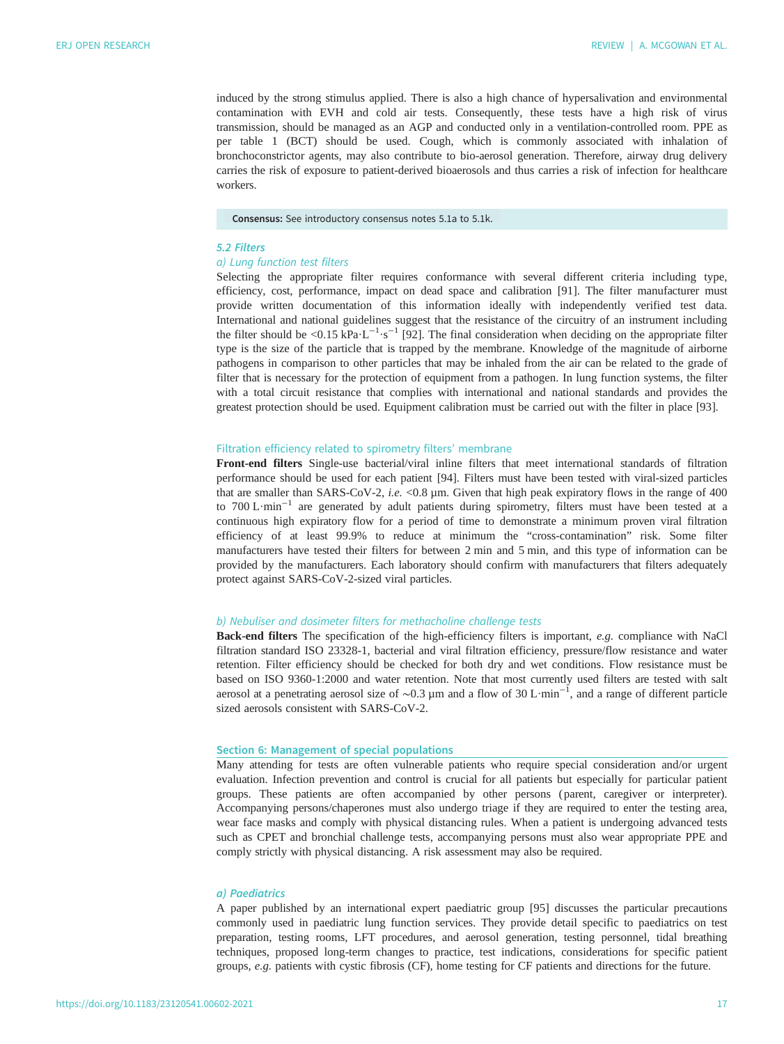induced by the strong stimulus applied. There is also a high chance of hypersalivation and environmental contamination with EVH and cold air tests. Consequently, these tests have a high risk of virus transmission, should be managed as an AGP and conducted only in a ventilation-controlled room. PPE as per table 1 (BCT) should be used. Cough, which is commonly associated with inhalation of bronchoconstrictor agents, may also contribute to bio-aerosol generation. Therefore, airway drug delivery carries the risk of exposure to patient-derived bioaerosols and thus carries a risk of infection for healthcare workers.

**Consensus:** See introductory consensus notes 5.1a to 5.1k.

### *5.2 Filters*

#### *a) Lung function test filters*

Selecting the appropriate filter requires conformance with several different criteria including type, efficiency, cost, performance, impact on dead space and calibration [91]. The filter manufacturer must provide written documentation of this information ideally with independently verified test data. International and national guidelines suggest that the resistance of the circuitry of an instrument including the filter should be <0.15 $kPa{\cdot}L^{-1}{\cdot}s^{-1}$ [92]. The final consideration when deciding on the appropriate filter type is the size of the particle that is trapped by the membrane. Knowledge of the magnitude of airborne pathogens in comparison to other particles that may be inhaled from the air can be related to the grade of filter that is necessary for the protection of equipment from a pathogen. In lung function systems, the filter with a total circuit resistance that complies with international and national standards and provides the greatest protection should be used. Equipment calibration must be carried out with the filter in place [93].

#### Filtration efficiency related to spirometry filters' membrane

**Front-end filters** Single-use bacterial/viral inline filters that meet international standards of filtration performance should be used for each patient [94]. Filters must have been tested with viral-sized particles that are smaller than SARS-CoV-2, *i.e.* <0.8 µm. Given that high peak expiratory flows in the range of 400 to 700 $L{\cdot}min^{-1}$ are generated by adult patients during spirometry, filters must have been tested at a continuous high expiratory flow for a period of time to demonstrate a minimum proven viral filtration efficiency of at least 99.9% to reduce at minimum the "cross-contamination" risk. Some filter manufacturers have tested their filters for between 2 min and 5 min, and this type of information can be provided by the manufacturers. Each laboratory should confirm with manufacturers that filters adequately protect against SARS-CoV-2-sized viral particles.

#### *b) Nebuliser and dosimeter filters for methacholine challenge tests*

**Back-end filters** The specification of the high-efficiency filters is important, *e.g.* compliance with NaCl filtration standard ISO 23328-1, bacterial and viral filtration efficiency, pressure/flow resistance and water retention. Filter efficiency should be checked for both dry and wet conditions. Flow resistance must be based on ISO 9360-1:2000 and water retention. Note that most currently used filters are tested with salt aerosol at a penetrating aerosol size of ~0.3 µm and a flow of 30 $L{\cdot}min^{-1}$, and a range of different particle sized aerosols consistent with SARS-CoV-2.

## Section 6: Management of special populations

Many attending for tests are often vulnerable patients who require special consideration and/or urgent evaluation. Infection prevention and control is crucial for all patients but especially for particular patient groups. These patients are often accompanied by other persons (parent, caregiver or interpreter). Accompanying persons/chaperones must also undergo triage if they are required to enter the testing area, wear face masks and comply with physical distancing rules. When a patient is undergoing advanced tests such as CPET and bronchial challenge tests, accompanying persons must also wear appropriate PPE and comply strictly with physical distancing. A risk assessment may also be required.

### *a) Paediatrics*

A paper published by an international expert paediatric group [95] discusses the particular precautions commonly used in paediatric lung function services. They provide detail specific to paediatrics on test preparation, testing rooms, LFT procedures, and aerosol generation, testing personnel, tidal breathing techniques, proposed long-term changes to practice, test indications, considerations for specific patient groups, *e.g.* patients with cystic fibrosis (CF), home testing for CF patients and directions for the future.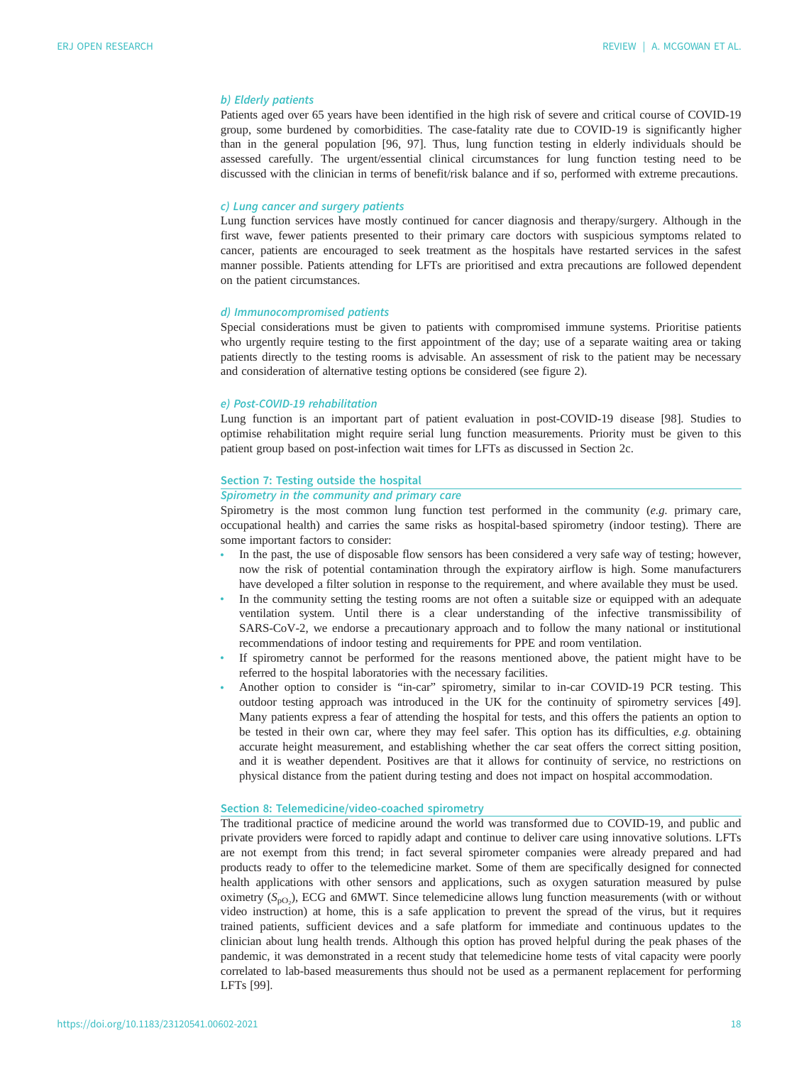#### b) Elderly patients

Patients aged over 65 years have been identified in the high risk of severe and critical course of COVID-19 group, some burdened by comorbidities. The case-fatality rate due to COVID-19 is significantly higher than in the general population [96, 97]. Thus, lung function testing in elderly individuals should be assessed carefully. The urgent/essential clinical circumstances for lung function testing need to be discussed with the clinician in terms of benefit/risk balance and if so, performed with extreme precautions.

#### c) Lung cancer and surgery patients

Lung function services have mostly continued for cancer diagnosis and therapy/surgery. Although in the first wave, fewer patients presented to their primary care doctors with suspicious symptoms related to cancer, patients are encouraged to seek treatment as the hospitals have restarted services in the safest manner possible. Patients attending for LFTs are prioritised and extra precautions are followed dependent on the patient circumstances.

#### d) Immunocompromised patients

Special considerations must be given to patients with compromised immune systems. Prioritise patients who urgently require testing to the first appointment of the day; use of a separate waiting area or taking patients directly to the testing rooms is advisable. An assessment of risk to the patient may be necessary and consideration of alternative testing options be considered (see figure 2).

#### e) Post-COVID-19 rehabilitation

Lung function is an important part of patient evaluation in post-COVID-19 disease [98]. Studies to optimise rehabilitation might require serial lung function measurements. Priority must be given to this patient group based on post-infection wait times for LFTs as discussed in Section 2c.

## Section 7: Testing outside the hospital

### Spirometry in the community and primary care

Spirometry is the most common lung function test performed in the community (*e.g.* primary care, occupational health) and carries the same risks as hospital-based spirometry (indoor testing). There are some important factors to consider:

- In the past, the use of disposable flow sensors has been considered a very safe way of testing; however, now the risk of potential contamination through the expiratory airflow is high. Some manufacturers have developed a filter solution in response to the requirement, and where available they must be used.
- In the community setting the testing rooms are not often a suitable size or equipped with an adequate ventilation system. Until there is a clear understanding of the infective transmissibility of SARS-CoV-2, we endorse a precautionary approach and to follow the many national or institutional recommendations of indoor testing and requirements for PPE and room ventilation.
- If spirometry cannot be performed for the reasons mentioned above, the patient might have to be referred to the hospital laboratories with the necessary facilities.
- Another option to consider is "in-car" spirometry, similar to in-car COVID-19 PCR testing. This outdoor testing approach was introduced in the UK for the continuity of spirometry services [49]. Many patients express a fear of attending the hospital for tests, and this offers the patients an option to be tested in their own car, where they may feel safer. This option has its difficulties, *e.g.* obtaining accurate height measurement, and establishing whether the car seat offers the correct sitting position, and it is weather dependent. Positives are that it allows for continuity of service, no restrictions on physical distance from the patient during testing and does not impact on hospital accommodation.

## Section 8: Telemedicine/video-coached spirometry

The traditional practice of medicine around the world was transformed due to COVID-19, and public and private providers were forced to rapidly adapt and continue to deliver care using innovative solutions. LFTs are not exempt from this trend; in fact several spirometer companies were already prepared and had products ready to offer to the telemedicine market. Some of them are specifically designed for connected health applications with other sensors and applications, such as oxygen saturation measured by pulse oximetry ($S_{pO_2}$), ECG and 6MWT. Since telemedicine allows lung function measurements (with or without video instruction) at home, this is a safe application to prevent the spread of the virus, but it requires trained patients, sufficient devices and a safe platform for immediate and continuous updates to the clinician about lung health trends. Although this option has proved helpful during the peak phases of the pandemic, it was demonstrated in a recent study that telemedicine home tests of vital capacity were poorly correlated to lab-based measurements thus should not be used as a permanent replacement for performing LFTs [99].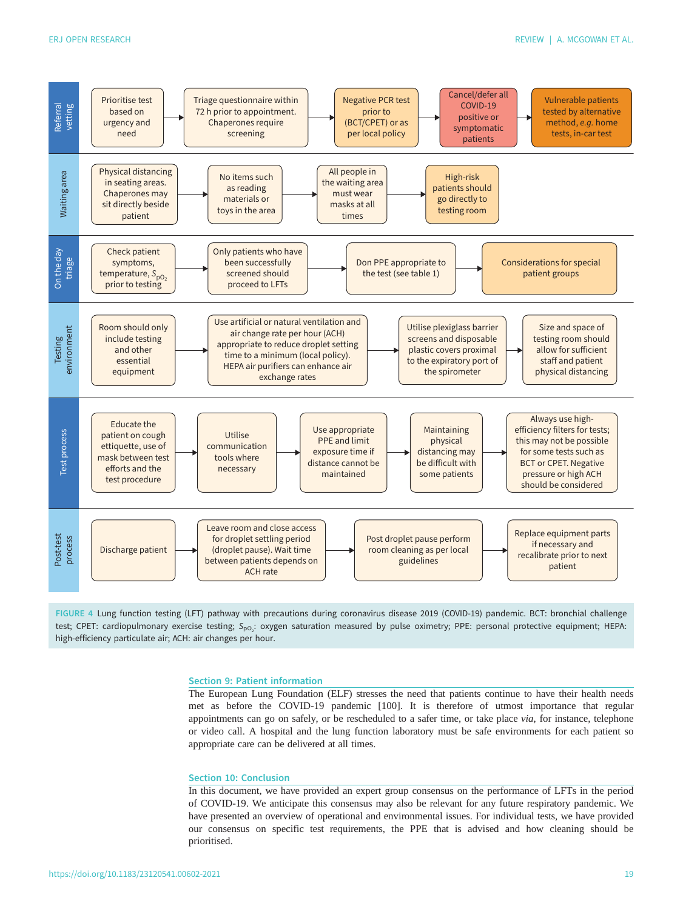**Referral vetting**

- Prioritise test based on urgency and need → Triage questionnaire within 72 h prior to appointment. Chaperones require screening → Negative PCR test prior to (BCT/CPET) or as per local policy → Cancel/defer all COVID-19 positive or symptomatic patients → Vulnerable patients tested by alternative method, *e.g.* home tests, in-car test

**Waiting area**

- Physical distancing in seating areas. Chaperones may sit directly beside patient → No items such as reading materials or toys in the area → All people in the waiting area must wear masks at all times → High-risk patients should go directly to testing room

**On the day triage**

- Check patient symptoms, temperature, $S_{pO_2}$ prior to testing → Only patients who have been successfully screened should proceed to LFTs → Don PPE appropriate to the test (see table 1) → Considerations for special patient groups

**Testing environment**

- Room should only include testing and other essential equipment → Use artificial or natural ventilation and air change rate per hour (ACH) appropriate to reduce droplet setting time to a minimum (local policy). HEPA air purifiers can enhance air exchange rates → Utilise plexiglass barrier screens and disposable plastic covers proximal to the expiratory port of the spirometer → Size and space of testing room should allow for sufficient staff and patient physical distancing

**Test process**

- Educate the patient on cough etiquette, use of mask between test efforts and the test procedure → Utilise communication tools where necessary → Use appropriate PPE and limit exposure time if distance cannot be maintained → Maintaining physical distancing may be difficult with some patients → Always use high-efficiency filters for tests; this may not be possible for some tests such as BCT or CPET. Negative pressure or high ACH should be considered

**Post-test process**

- Discharge patient → Leave room and close access for droplet settling period (droplet pause). Wait time between patients depends on ACH rate → Post droplet pause perform room cleaning as per local guidelines → Replace equipment parts if necessary and recalibrate prior to next patient

FIGURE 4 Lung function testing (LFT) pathway with precautions during coronavirus disease 2019 (COVID-19) pandemic. BCT: bronchial challenge test; CPET: cardiopulmonary exercise testing; $S_{pO_2}$: oxygen saturation measured by pulse oximetry; PPE: personal protective equipment; HEPA: high-efficiency particulate air; ACH: air changes per hour.

## Section 9: Patient information

The European Lung Foundation (ELF) stresses the need that patients continue to have their health needs met as before the COVID-19 pandemic [100]. It is therefore of utmost importance that regular appointments can go on safely, or be rescheduled to a safer time, or take place *via*, for instance, telephone or video call. A hospital and the lung function laboratory must be safe environments for each patient so appropriate care can be delivered at all times.

## Section 10: Conclusion

In this document, we have provided an expert group consensus on the performance of LFTs in the period of COVID-19. We anticipate this consensus may also be relevant for any future respiratory pandemic. We have presented an overview of operational and environmental issues. For individual tests, we have provided our consensus on specific test requirements, the PPE that is advised and how cleaning should be prioritised.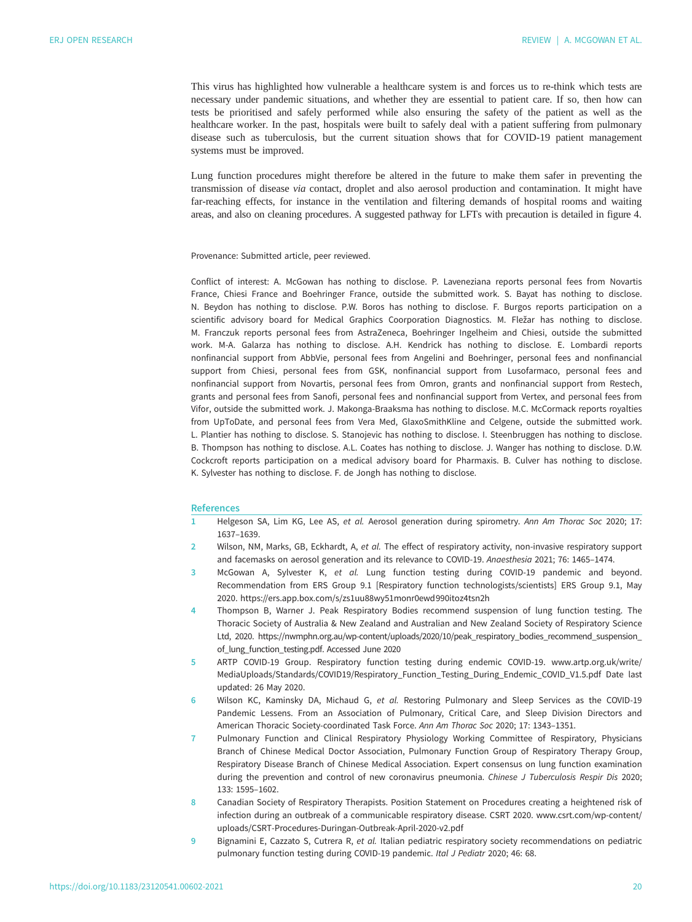This virus has highlighted how vulnerable a healthcare system is and forces us to re-think which tests are necessary under pandemic situations, and whether they are essential to patient care. If so, then how can tests be prioritised and safely performed while also ensuring the safety of the patient as well as the healthcare worker. In the past, hospitals were built to safely deal with a patient suffering from pulmonary disease such as tuberculosis, but the current situation shows that for COVID-19 patient management systems must be improved.

Lung function procedures might therefore be altered in the future to make them safer in preventing the transmission of disease *via* contact, droplet and also aerosol production and contamination. It might have far-reaching effects, for instance in the ventilation and filtering demands of hospital rooms and waiting areas, and also on cleaning procedures. A suggested pathway for LFTs with precaution is detailed in figure 4.

Provenance: Submitted article, peer reviewed.

Conflict of interest: A. McGowan has nothing to disclose. P. Laveneziana reports personal fees from Novartis France, Chiesi France and Boehringer France, outside the submitted work. S. Bayat has nothing to disclose. N. Beydon has nothing to disclose. P.W. Boros has nothing to disclose. F. Burgos reports participation on a scientific advisory board for Medical Graphics Coorporation Diagnostics. M. Fležar has nothing to disclose. M. Franczuk reports personal fees from AstraZeneca, Boehringer Ingelheim and Chiesi, outside the submitted work. M-A. Galarza has nothing to disclose. A.H. Kendrick has nothing to disclose. E. Lombardi reports nonfinancial support from AbbVie, personal fees from Angelini and Boehringer, personal fees and nonfinancial support from Chiesi, personal fees from GSK, nonfinancial support from Lusofarmaco, personal fees and nonfinancial support from Novartis, personal fees from Omron, grants and nonfinancial support from Restech, grants and personal fees from Sanofi, personal fees and nonfinancial support from Vertex, and personal fees from Vifor, outside the submitted work. J. Makonga-Braaksma has nothing to disclose. M.C. McCormack reports royalties from UpToDate, and personal fees from Vera Med, GlaxoSmithKline and Celgene, outside the submitted work. L. Plantier has nothing to disclose. S. Stanojevic has nothing to disclose. I. Steenbruggen has nothing to disclose. B. Thompson has nothing to disclose. A.L. Coates has nothing to disclose. J. Wanger has nothing to disclose. D.W. Cockcroft reports participation on a medical advisory board for Pharmaxis. B. Culver has nothing to disclose. K. Sylvester has nothing to disclose. F. de Jongh has nothing to disclose.

## References

1. Helgeson SA, Lim KG, Lee AS, *et al.* Aerosol generation during spirometry. *Ann Am Thorac Soc* 2020; 17: 1637–1639.
2. Wilson, NM, Marks, GB, Eckhardt, A, *et al.* The effect of respiratory activity, non-invasive respiratory support and facemasks on aerosol generation and its relevance to COVID-19. *Anaesthesia* 2021; 76: 1465–1474.
3. McGowan A, Sylvester K, *et al.* Lung function testing during COVID-19 pandemic and beyond. Recommendation from ERS Group 9.1 [Respiratory function technologists/scientists] ERS Group 9.1, May 2020. https://ers.app.box.com/s/zs1uu88wy51monr0ewd990itoz4tsn2h
4. Thompson B, Warner J. Peak Respiratory Bodies recommend suspension of lung function testing. The Thoracic Society of Australia & New Zealand and Australian and New Zealand Society of Respiratory Science Ltd, 2020. https://nwmphn.org.au/wp-content/uploads/2020/10/peak_respiratory_bodies_recommend_suspension_of_lung_function_testing.pdf. Accessed June 2020
5. ARTP COVID-19 Group. Respiratory function testing during endemic COVID-19. www.artp.org.uk/write/MediaUploads/Standards/COVID19/Respiratory_Function_Testing_During_Endemic_COVID_V1.5.pdf Date last updated: 26 May 2020.
6. Wilson KC, Kaminsky DA, Michaud G, *et al.* Restoring Pulmonary and Sleep Services as the COVID-19 Pandemic Lessens. From an Association of Pulmonary, Critical Care, and Sleep Division Directors and American Thoracic Society-coordinated Task Force. *Ann Am Thorac Soc* 2020; 17: 1343–1351.
7. Pulmonary Function and Clinical Respiratory Physiology Working Committee of Respiratory, Physicians Branch of Chinese Medical Doctor Association, Pulmonary Function Group of Respiratory Therapy Group, Respiratory Disease Branch of Chinese Medical Association. Expert consensus on lung function examination during the prevention and control of new coronavirus pneumonia. *Chinese J Tuberculosis Respir Dis* 2020; 133: 1595–1602.
8. Canadian Society of Respiratory Therapists. Position Statement on Procedures creating a heightened risk of infection during an outbreak of a communicable respiratory disease. CSRT 2020. www.csrt.com/wp-content/uploads/CSRT-Procedures-Duringan-Outbreak-April-2020-v2.pdf
9. Bignamini E, Cazzato S, Cutrera R, *et al.* Italian pediatric respiratory society recommendations on pediatric pulmonary function testing during COVID-19 pandemic. *Ital J Pediatr* 2020; 46: 68.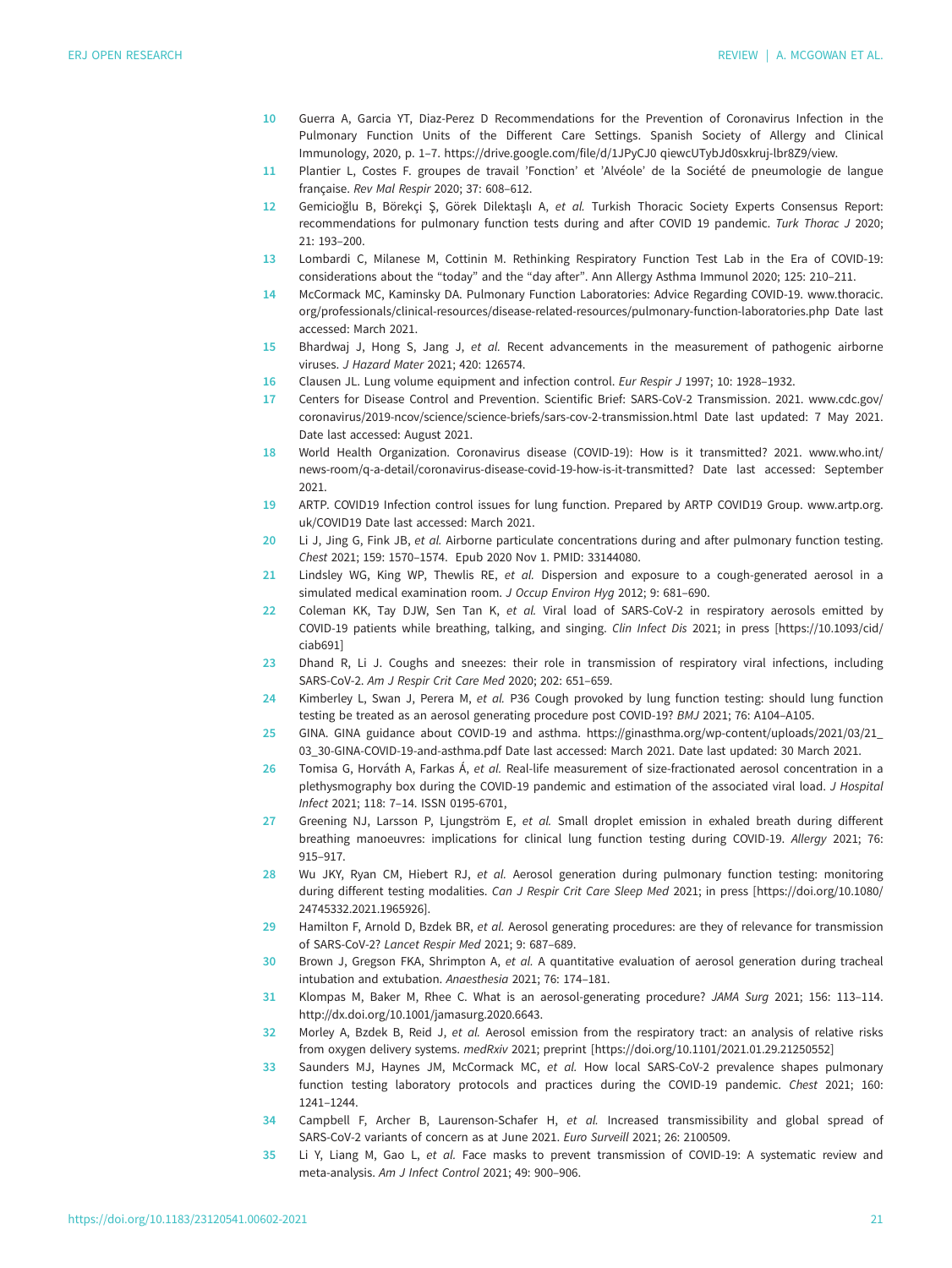10 Guerra A, Garcia YT, Diaz-Perez D Recommendations for the Prevention of Coronavirus Infection in the Pulmonary Function Units of the Different Care Settings. Spanish Society of Allergy and Clinical Immunology, 2020, p. 1–7. https://drive.google.com/file/d/1JPyCJ0 qiewcUTybJd0sxkruj-lbr8Z9/view.

11 Plantier L, Costes F. groupes de travail 'Fonction' et 'Alvéole' de la Société de pneumologie de langue française. *Rev Mal Respir* 2020; 37: 608–612.

12 Gemicioğlu B, Börekçi Ş, Görek Dilektaşlı A, *et al.* Turkish Thoracic Society Experts Consensus Report: recommendations for pulmonary function tests during and after COVID 19 pandemic. *Turk Thorac J* 2020; 21: 193–200.

13 Lombardi C, Milanese M, Cottinin M. Rethinking Respiratory Function Test Lab in the Era of COVID-19: considerations about the "today" and the "day after". Ann Allergy Asthma Immunol 2020; 125: 210–211.

14 McCormack MC, Kaminsky DA. Pulmonary Function Laboratories: Advice Regarding COVID-19. www.thoracic.org/professionals/clinical-resources/disease-related-resources/pulmonary-function-laboratories.php Date last accessed: March 2021.

15 Bhardwaj J, Hong S, Jang J, *et al.* Recent advancements in the measurement of pathogenic airborne viruses. *J Hazard Mater* 2021; 420: 126574.

16 Clausen JL. Lung volume equipment and infection control. *Eur Respir J* 1997; 10: 1928–1932.

17 Centers for Disease Control and Prevention. Scientific Brief: SARS-CoV-2 Transmission. 2021. www.cdc.gov/coronavirus/2019-ncov/science/science-briefs/sars-cov-2-transmission.html Date last updated: 7 May 2021. Date last accessed: August 2021.

18 World Health Organization. Coronavirus disease (COVID-19): How is it transmitted? 2021. www.who.int/news-room/q-a-detail/coronavirus-disease-covid-19-how-is-it-transmitted? Date last accessed: September 2021.

19 ARTP. COVID19 Infection control issues for lung function. Prepared by ARTP COVID19 Group. www.artp.org.uk/COVID19 Date last accessed: March 2021.

20 Li J, Jing G, Fink JB, *et al.* Airborne particulate concentrations during and after pulmonary function testing. *Chest* 2021; 159: 1570–1574. Epub 2020 Nov 1. PMID: 33144080.

21 Lindsley WG, King WP, Thewlis RE, *et al.* Dispersion and exposure to a cough-generated aerosol in a simulated medical examination room. *J Occup Environ Hyg* 2012; 9: 681–690.

22 Coleman KK, Tay DJW, Sen Tan K, *et al.* Viral load of SARS-CoV-2 in respiratory aerosols emitted by COVID-19 patients while breathing, talking, and singing. *Clin Infect Dis* 2021; in press [https://10.1093/cid/ciab691]

23 Dhand R, Li J. Coughs and sneezes: their role in transmission of respiratory viral infections, including SARS-CoV-2. *Am J Respir Crit Care Med* 2020; 202: 651–659.

24 Kimberley L, Swan J, Perera M, *et al.* P36 Cough provoked by lung function testing: should lung function testing be treated as an aerosol generating procedure post COVID-19? *BMJ* 2021; 76: A104–A105.

25 GINA. GINA guidance about COVID-19 and asthma. https://ginasthma.org/wp-content/uploads/2021/03/21_03_30-GINA-COVID-19-and-asthma.pdf Date last accessed: March 2021. Date last updated: 30 March 2021.

26 Tomisa G, Horváth A, Farkas Á, *et al.* Real-life measurement of size-fractionated aerosol concentration in a plethysmography box during the COVID-19 pandemic and estimation of the associated viral load. *J Hospital Infect* 2021; 118: 7–14. ISSN 0195-6701,

27 Greening NJ, Larsson P, Ljungström E, *et al.* Small droplet emission in exhaled breath during different breathing manoeuvres: implications for clinical lung function testing during COVID-19. *Allergy* 2021; 76: 915–917.

28 Wu JKY, Ryan CM, Hiebert RJ, *et al.* Aerosol generation during pulmonary function testing: monitoring during different testing modalities. *Can J Respir Crit Care Sleep Med* 2021; in press [https://doi.org/10.1080/24745332.2021.1965926].

29 Hamilton F, Arnold D, Bzdek BR, *et al.* Aerosol generating procedures: are they of relevance for transmission of SARS-CoV-2? *Lancet Respir Med* 2021; 9: 687–689.

30 Brown J, Gregson FKA, Shrimpton A, *et al.* A quantitative evaluation of aerosol generation during tracheal intubation and extubation. *Anaesthesia* 2021; 76: 174–181.

31 Klompas M, Baker M, Rhee C. What is an aerosol-generating procedure? *JAMA Surg* 2021; 156: 113–114. http://dx.doi.org/10.1001/jamasurg.2020.6643.

32 Morley A, Bzdek B, Reid J, *et al.* Aerosol emission from the respiratory tract: an analysis of relative risks from oxygen delivery systems. *medRxiv* 2021; preprint [https://doi.org/10.1101/2021.01.29.21250552]

33 Saunders MJ, Haynes JM, McCormack MC, *et al.* How local SARS-CoV-2 prevalence shapes pulmonary function testing laboratory protocols and practices during the COVID-19 pandemic. *Chest* 2021; 160: 1241–1244.

34 Campbell F, Archer B, Laurenson-Schafer H, *et al.* Increased transmissibility and global spread of SARS-CoV-2 variants of concern as at June 2021. *Euro Surveill* 2021; 26: 2100509.

35 Li Y, Liang M, Gao L, *et al.* Face masks to prevent transmission of COVID-19: A systematic review and meta-analysis. *Am J Infect Control* 2021; 49: 900–906.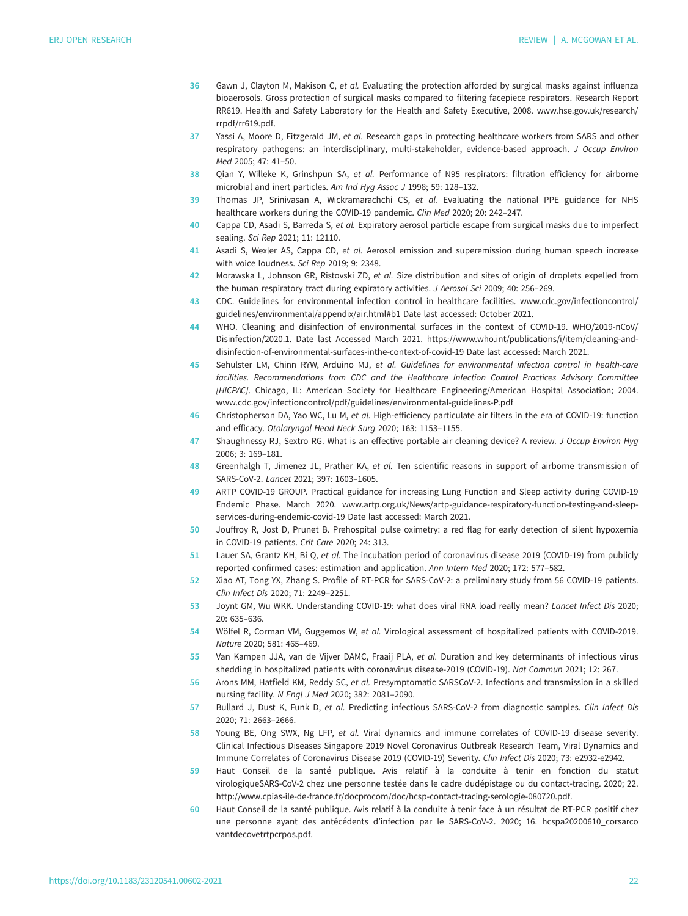36 Gawn J, Clayton M, Makison C, *et al.* Evaluating the protection afforded by surgical masks against influenza bioaerosols. Gross protection of surgical masks compared to filtering facepiece respirators. Research Report RR619. Health and Safety Laboratory for the Health and Safety Executive, 2008. www.hse.gov.uk/research/rrpdf/rr619.pdf.

37 Yassi A, Moore D, Fitzgerald JM, *et al.* Research gaps in protecting healthcare workers from SARS and other respiratory pathogens: an interdisciplinary, multi-stakeholder, evidence-based approach. *J Occup Environ Med* 2005; 47: 41–50.

38 Qian Y, Willeke K, Grinshpun SA, *et al.* Performance of N95 respirators: filtration efficiency for airborne microbial and inert particles. *Am Ind Hyg Assoc J* 1998; 59: 128–132.

39 Thomas JP, Srinivasan A, Wickramarachchi CS, *et al.* Evaluating the national PPE guidance for NHS healthcare workers during the COVID-19 pandemic. *Clin Med* 2020; 20: 242–247.

40 Cappa CD, Asadi S, Barreda S, *et al.* Expiratory aerosol particle escape from surgical masks due to imperfect sealing. *Sci Rep* 2021; 11: 12110.

41 Asadi S, Wexler AS, Cappa CD, *et al.* Aerosol emission and superemission during human speech increase with voice loudness. *Sci Rep* 2019; 9: 2348.

42 Morawska L, Johnson GR, Ristovski ZD, *et al.* Size distribution and sites of origin of droplets expelled from the human respiratory tract during expiratory activities. *J Aerosol Sci* 2009; 40: 256–269.

43 CDC. Guidelines for environmental infection control in healthcare facilities. www.cdc.gov/infectioncontrol/guidelines/environmental/appendix/air.html#b1 Date last accessed: October 2021.

44 WHO. Cleaning and disinfection of environmental surfaces in the context of COVID-19. WHO/2019-nCoV/Disinfection/2020.1. Date last Accessed March 2021. https://www.who.int/publications/i/item/cleaning-and-disinfection-of-environmental-surfaces-inthe-context-of-covid-19 Date last accessed: March 2021.

45 Sehulster LM, Chinn RYW, Arduino MJ, *et al. Guidelines for environmental infection control in health-care facilities. Recommendations from CDC and the Healthcare Infection Control Practices Advisory Committee [HICPAC]*. Chicago, IL: American Society for Healthcare Engineering/American Hospital Association; 2004. www.cdc.gov/infectioncontrol/pdf/guidelines/environmental-guidelines-P.pdf

46 Christopherson DA, Yao WC, Lu M, *et al.* High-efficiency particulate air filters in the era of COVID-19: function and efficacy. *Otolaryngol Head Neck Surg* 2020; 163: 1153–1155.

47 Shaughnessy RJ, Sextro RG. What is an effective portable air cleaning device? A review. *J Occup Environ Hyg* 2006; 3: 169–181.

48 Greenhalgh T, Jimenez JL, Prather KA, *et al.* Ten scientific reasons in support of airborne transmission of SARS-CoV-2. *Lancet* 2021; 397: 1603–1605.

49 ARTP COVID-19 GROUP. Practical guidance for increasing Lung Function and Sleep activity during COVID-19 Endemic Phase. March 2020. www.artp.org.uk/News/artp-guidance-respiratory-function-testing-and-sleep-services-during-endemic-covid-19 Date last accessed: March 2021.

50 Jouffroy R, Jost D, Prunet B. Prehospital pulse oximetry: a red flag for early detection of silent hypoxemia in COVID-19 patients. *Crit Care* 2020; 24: 313.

51 Lauer SA, Grantz KH, Bi Q, *et al.* The incubation period of coronavirus disease 2019 (COVID-19) from publicly reported confirmed cases: estimation and application. *Ann Intern Med* 2020; 172: 577–582.

52 Xiao AT, Tong YX, Zhang S. Profile of RT-PCR for SARS-CoV-2: a preliminary study from 56 COVID-19 patients. *Clin Infect Dis* 2020; 71: 2249–2251.

53 Joynt GM, Wu WKK. Understanding COVID-19: what does viral RNA load really mean? *Lancet Infect Dis* 2020; 20: 635–636.

54 Wölfel R, Corman VM, Guggemos W, *et al.* Virological assessment of hospitalized patients with COVID-2019. *Nature* 2020; 581: 465–469.

55 Van Kampen JJA, van de Vijver DAMC, Fraaij PLA, *et al.* Duration and key determinants of infectious virus shedding in hospitalized patients with coronavirus disease-2019 (COVID-19). *Nat Commun* 2021; 12: 267.

56 Arons MM, Hatfield KM, Reddy SC, *et al.* Presymptomatic SARSCoV-2. Infections and transmission in a skilled nursing facility. *N Engl J Med* 2020; 382: 2081–2090.

57 Bullard J, Dust K, Funk D, *et al.* Predicting infectious SARS-CoV-2 from diagnostic samples. *Clin Infect Dis* 2020; 71: 2663–2666.

58 Young BE, Ong SWX, Ng LFP, *et al.* Viral dynamics and immune correlates of COVID-19 disease severity. Clinical Infectious Diseases Singapore 2019 Novel Coronavirus Outbreak Research Team, Viral Dynamics and Immune Correlates of Coronavirus Disease 2019 (COVID-19) Severity. *Clin Infect Dis* 2020; 73: e2932-e2942.

59 Haut Conseil de la santé publique. Avis relatif à la conduite à tenir en fonction du statut virologiqueSARS-CoV-2 chez une personne testée dans le cadre dudépistage ou du contact-tracing. 2020; 22. http://www.cpias-ile-de-france.fr/docprocom/doc/hcsp-contact-tracing-serologie-080720.pdf.

60 Haut Conseil de la santé publique. Avis relatif à la conduite à tenir face à un résultat de RT-PCR positif chez une personne ayant des antécédents d'infection par le SARS-CoV-2. 2020; 16. hcspa20200610_corsarcovantdecovetrtpcrpos.pdf.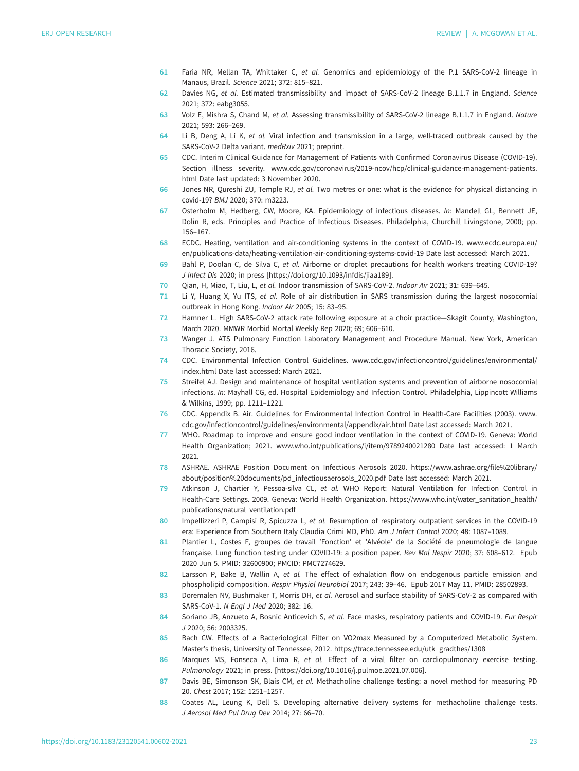61 Faria NR, Mellan TA, Whittaker C, *et al.* Genomics and epidemiology of the P.1 SARS-CoV-2 lineage in Manaus, Brazil. *Science* 2021; 372: 815–821.

62 Davies NG, *et al.* Estimated transmissibility and impact of SARS-CoV-2 lineage B.1.1.7 in England. *Science* 2021; 372: eabg3055.

63 Volz E, Mishra S, Chand M, *et al.* Assessing transmissibility of SARS-CoV-2 lineage B.1.1.7 in England. *Nature* 2021; 593: 266–269.

64 Li B, Deng A, Li K, *et al.* Viral infection and transmission in a large, well-traced outbreak caused by the SARS-CoV-2 Delta variant. *medRxiv* 2021; preprint.

65 CDC. Interim Clinical Guidance for Management of Patients with Confirmed Coronavirus Disease (COVID-19). Section illness severity. www.cdc.gov/coronavirus/2019-ncov/hcp/clinical-guidance-management-patients.html Date last updated: 3 November 2020.

66 Jones NR, Qureshi ZU, Temple RJ, *et al.* Two metres or one: what is the evidence for physical distancing in covid-19? *BMJ* 2020; 370: m3223.

67 Osterholm M, Hedberg, CW, Moore, KA. Epidemiology of infectious diseases. *In:* Mandell GL, Bennett JE, Dolin R, eds. Principles and Practice of Infectious Diseases. Philadelphia, Churchill Livingstone, 2000; pp. 156–167.

68 ECDC. Heating, ventilation and air-conditioning systems in the context of COVID-19. www.ecdc.europa.eu/en/publications-data/heating-ventilation-air-conditioning-systems-covid-19 Date last accessed: March 2021.

69 Bahl P, Doolan C, de Silva C, *et al.* Airborne or droplet precautions for health workers treating COVID-19? *J Infect Dis* 2020; in press [https://doi.org/10.1093/infdis/jiaa189].

70 Qian, H, Miao, T, Liu, L, *et al.* Indoor transmission of SARS-CoV-2. *Indoor Air* 2021; 31: 639–645.

71 Li Y, Huang X, Yu ITS, *et al.* Role of air distribution in SARS transmission during the largest nosocomial outbreak in Hong Kong. *Indoor Air* 2005; 15: 83–95.

72 Hamner L. High SARS-CoV-2 attack rate following exposure at a choir practice—Skagit County, Washington, March 2020. MMWR Morbid Mortal Weekly Rep 2020; 69; 606–610.

73 Wanger J. ATS Pulmonary Function Laboratory Management and Procedure Manual. New York, American Thoracic Society, 2016.

74 CDC. Environmental Infection Control Guidelines. www.cdc.gov/infectioncontrol/guidelines/environmental/index.html Date last accessed: March 2021.

75 Streifel AJ. Design and maintenance of hospital ventilation systems and prevention of airborne nosocomial infections. *In:* Mayhall CG, ed. Hospital Epidemiology and Infection Control. Philadelphia, Lippincott Williams & Wilkins, 1999; pp. 1211–1221.

76 CDC. Appendix B. Air. Guidelines for Environmental Infection Control in Health-Care Facilities (2003). www.cdc.gov/infectioncontrol/guidelines/environmental/appendix/air.html Date last accessed: March 2021.

77 WHO. Roadmap to improve and ensure good indoor ventilation in the context of COVID-19. Geneva: World Health Organization; 2021. www.who.int/publications/i/item/9789240021280 Date last accessed: 1 March 2021.

78 ASHRAE. ASHRAE Position Document on Infectious Aerosols 2020. https://www.ashrae.org/file%20library/about/position%20documents/pd_infectiousaerosols_2020.pdf Date last accessed: March 2021.

79 Atkinson J, Chartier Y, Pessoa-silva CL, *et al.* WHO Report: Natural Ventilation for Infection Control in Health-Care Settings. 2009. Geneva: World Health Organization. https://www.who.int/water_sanitation_health/publications/natural_ventilation.pdf

80 Impellizzeri P, Campisi R, Spicuzza L, *et al.* Resumption of respiratory outpatient services in the COVID-19 era: Experience from Southern Italy Claudia Crimi MD, PhD. *Am J Infect Control* 2020; 48: 1087–1089.

81 Plantier L, Costes F, groupes de travail 'Fonction' et 'Alvéole' de la Société de pneumologie de langue française. Lung function testing under COVID-19: a position paper. *Rev Mal Respir* 2020; 37: 608–612. Epub 2020 Jun 5. PMID: 32600900; PMCID: PMC7274629.

82 Larsson P, Bake B, Wallin A, *et al.* The effect of exhalation flow on endogenous particle emission and phospholipid composition. *Respir Physiol Neurobiol* 2017; 243: 39–46. Epub 2017 May 11. PMID: 28502893.

83 Doremalen NV, Bushmaker T, Morris DH, *et al.* Aerosol and surface stability of SARS-CoV-2 as compared with SARS-CoV-1. *N Engl J Med* 2020; 382: 16.

84 Soriano JB, Anzueto A, Bosnic Anticevich S, *et al.* Face masks, respiratory patients and COVID-19. *Eur Respir J* 2020; 56: 2003325.

85 Bach CW. Effects of a Bacteriological Filter on VO2max Measured by a Computerized Metabolic System. Master's thesis, University of Tennessee, 2012. https://trace.tennessee.edu/utk_gradthes/1308

86 Marques MS, Fonseca A, Lima R, *et al.* Effect of a viral filter on cardiopulmonary exercise testing. *Pulmonology* 2021; in press. [https://doi.org/10.1016/j.pulmoe.2021.07.006].

87 Davis BE, Simonson SK, Blais CM, *et al.* Methacholine challenge testing: a novel method for measuring PD 20. *Chest* 2017; 152: 1251–1257.

88 Coates AL, Leung K, Dell S. Developing alternative delivery systems for methacholine challenge tests. *J Aerosol Med Pul Drug Dev* 2014; 27: 66–70.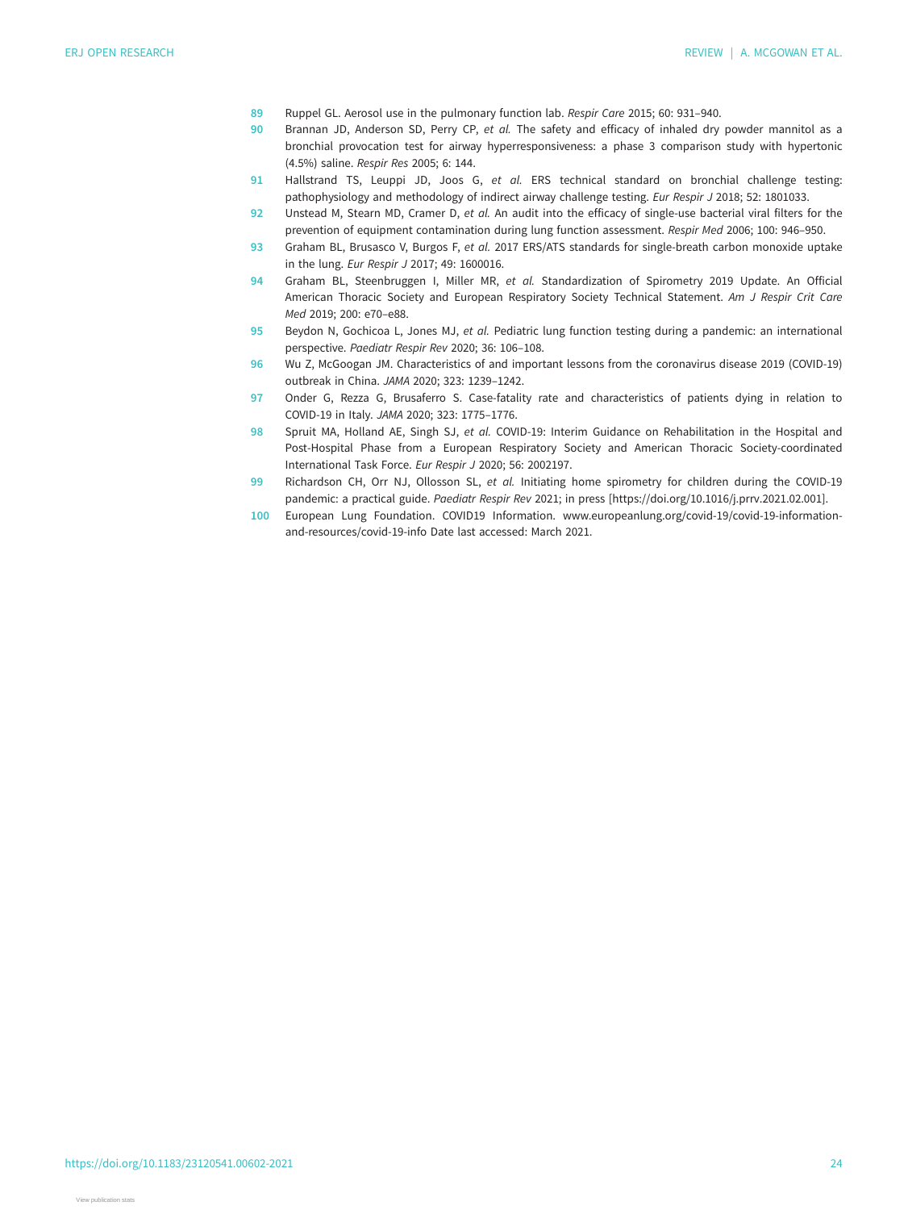89 Ruppel GL. Aerosol use in the pulmonary function lab. *Respir Care* 2015; 60: 931–940.

90 Brannan JD, Anderson SD, Perry CP, *et al.* The safety and efficacy of inhaled dry powder mannitol as a bronchial provocation test for airway hyperresponsiveness: a phase 3 comparison study with hypertonic (4.5%) saline. *Respir Res* 2005; 6: 144.

91 Hallstrand TS, Leuppi JD, Joos G, *et al.* ERS technical standard on bronchial challenge testing: pathophysiology and methodology of indirect airway challenge testing. *Eur Respir J* 2018; 52: 1801033.

92 Unstead M, Stearn MD, Cramer D, *et al.* An audit into the efficacy of single-use bacterial viral filters for the prevention of equipment contamination during lung function assessment. *Respir Med* 2006; 100: 946–950.

93 Graham BL, Brusasco V, Burgos F, *et al.* 2017 ERS/ATS standards for single-breath carbon monoxide uptake in the lung. *Eur Respir J* 2017; 49: 1600016.

94 Graham BL, Steenbruggen I, Miller MR, *et al.* Standardization of Spirometry 2019 Update. An Official American Thoracic Society and European Respiratory Society Technical Statement. *Am J Respir Crit Care Med* 2019; 200: e70–e88.

95 Beydon N, Gochicoa L, Jones MJ, *et al.* Pediatric lung function testing during a pandemic: an international perspective. *Paediatr Respir Rev* 2020; 36: 106–108.

96 Wu Z, McGoogan JM. Characteristics of and important lessons from the coronavirus disease 2019 (COVID-19) outbreak in China. *JAMA* 2020; 323: 1239–1242.

97 Onder G, Rezza G, Brusaferro S. Case-fatality rate and characteristics of patients dying in relation to COVID-19 in Italy. *JAMA* 2020; 323: 1775–1776.

98 Spruit MA, Holland AE, Singh SJ, *et al.* COVID-19: Interim Guidance on Rehabilitation in the Hospital and Post-Hospital Phase from a European Respiratory Society and American Thoracic Society-coordinated International Task Force. *Eur Respir J* 2020; 56: 2002197.

99 Richardson CH, Orr NJ, Ollosson SL, *et al.* Initiating home spirometry for children during the COVID-19 pandemic: a practical guide. *Paediatr Respir Rev* 2021; in press [https://doi.org/10.1016/j.prrv.2021.02.001].

100 European Lung Foundation. COVID19 Information. www.europeanlung.org/covid-19/covid-19-information-and-resources/covid-19-info Date last accessed: March 2021.